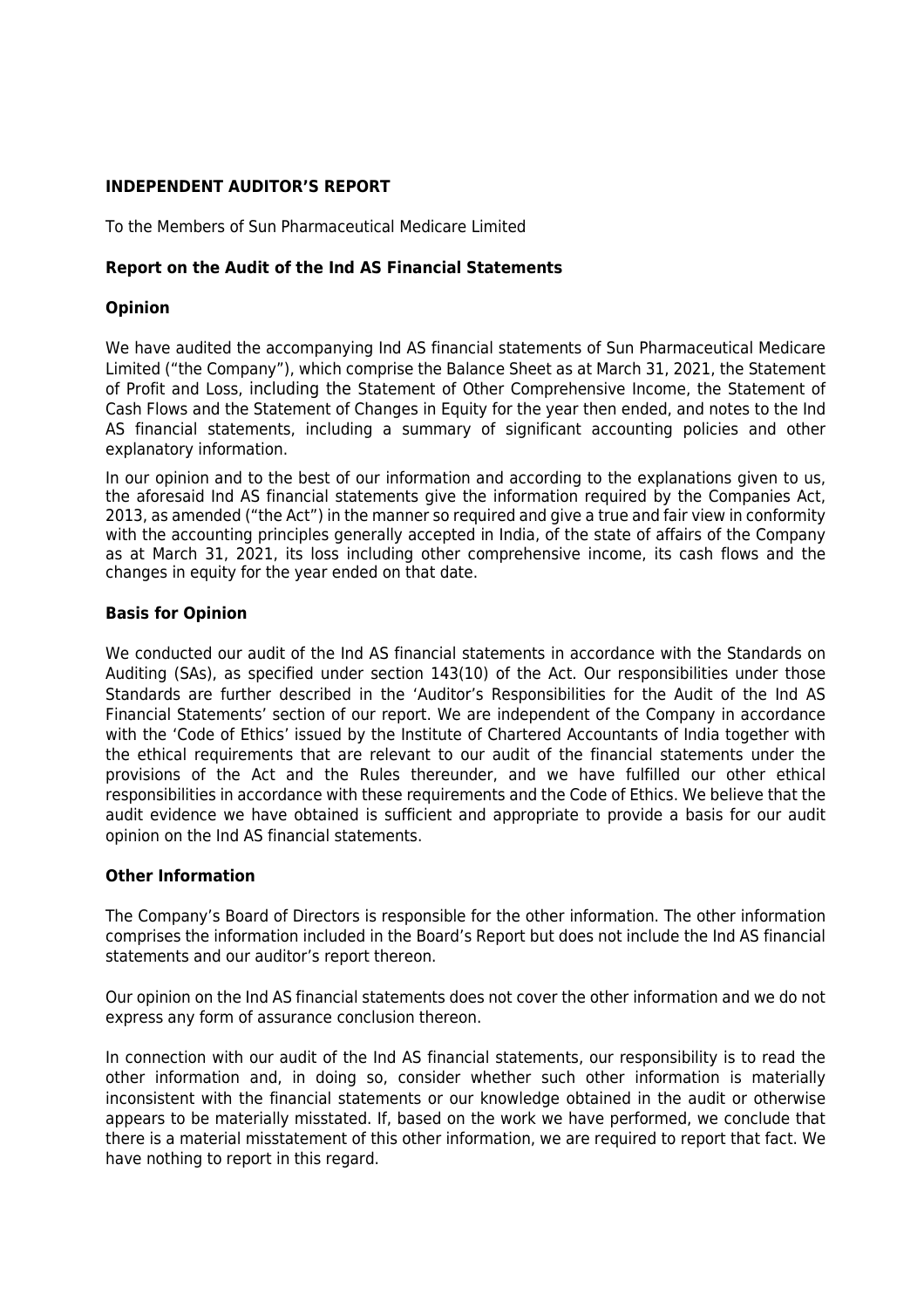# INDEPENDENT AUDITOR'S REPORT

To the Members of Sun Pharmaceutical Medicare Limited

## Report on the Audit of the Ind AS Financial Statements

### Opinion

We have audited the accompanying Ind AS financial statements of Sun Pharmaceutical Medicare Limited ("the Company"), which comprise the Balance Sheet as at March 31, 2021, the Statement of Profit and Loss, including the Statement of Other Comprehensive Income, the Statement of Cash Flows and the Statement of Changes in Equity for the year then ended, and notes to the Ind AS financial statements, including a summary of significant accounting policies and other explanatory information.

In our opinion and to the best of our information and according to the explanations given to us, the aforesaid Ind AS financial statements give the information required by the Companies Act, 2013, as amended ("the Act") in the manner so required and give a true and fair view in conformity with the accounting principles generally accepted in India, of the state of affairs of the Company as at March 31, 2021, its loss including other comprehensive income, its cash flows and the changes in equity for the year ended on that date.

### Basis for Opinion

We conducted our audit of the Ind AS financial statements in accordance with the Standards on Auditing (SAs), as specified under section 143(10) of the Act. Our responsibilities under those Standards are further described in the 'Auditor's Responsibilities for the Audit of the Ind AS Financial Statements' section of our report. We are independent of the Company in accordance with the 'Code of Ethics' issued by the Institute of Chartered Accountants of India together with the ethical requirements that are relevant to our audit of the financial statements under the provisions of the Act and the Rules thereunder, and we have fulfilled our other ethical responsibilities in accordance with these requirements and the Code of Ethics. We believe that the audit evidence we have obtained is sufficient and appropriate to provide a basis for our audit opinion on the Ind AS financial statements.

### Other Information

The Company's Board of Directors is responsible for the other information. The other information comprises the information included in the Board's Report but does not include the Ind AS financial statements and our auditor's report thereon.

Our opinion on the Ind AS financial statements does not cover the other information and we do not express any form of assurance conclusion thereon.

In connection with our audit of the Ind AS financial statements, our responsibility is to read the other information and, in doing so, consider whether such other information is materially inconsistent with the financial statements or our knowledge obtained in the audit or otherwise appears to be materially misstated. If, based on the work we have performed, we conclude that there is a material misstatement of this other information, we are required to report that fact. We have nothing to report in this regard.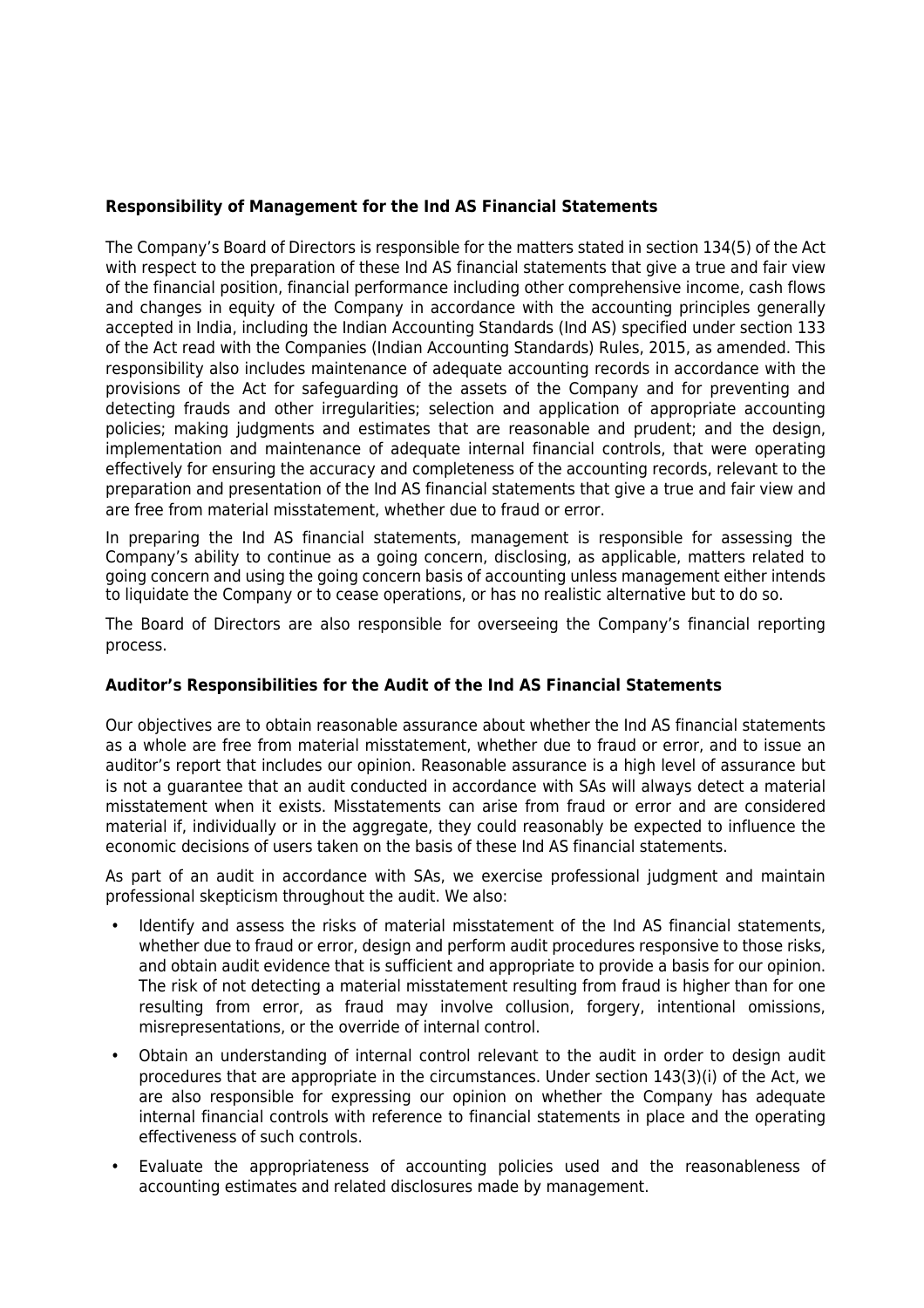### Responsibility of Management for the Ind AS Financial Statements

The Company's Board of Directors is responsible for the matters stated in section 134(5) of the Act with respect to the preparation of these Ind AS financial statements that give a true and fair view of the financial position, financial performance including other comprehensive income, cash flows and changes in equity of the Company in accordance with the accounting principles generally accepted in India, including the Indian Accounting Standards (Ind AS) specified under section 133 of the Act read with the Companies (Indian Accounting Standards) Rules, 2015, as amended. This responsibility also includes maintenance of adequate accounting records in accordance with the provisions of the Act for safeguarding of the assets of the Company and for preventing and detecting frauds and other irregularities; selection and application of appropriate accounting policies; making judgments and estimates that are reasonable and prudent; and the design, implementation and maintenance of adequate internal financial controls, that were operating effectively for ensuring the accuracy and completeness of the accounting records, relevant to the preparation and presentation of the Ind AS financial statements that give a true and fair view and are free from material misstatement, whether due to fraud or error.

In preparing the Ind AS financial statements, management is responsible for assessing the Company's ability to continue as a going concern, disclosing, as applicable, matters related to going concern and using the going concern basis of accounting unless management either intends to liquidate the Company or to cease operations, or has no realistic alternative but to do so.

The Board of Directors are also responsible for overseeing the Company's financial reporting process.

### Auditor's Responsibilities for the Audit of the Ind AS Financial Statements

Our objectives are to obtain reasonable assurance about whether the Ind AS financial statements as a whole are free from material misstatement, whether due to fraud or error, and to issue an auditor's report that includes our opinion. Reasonable assurance is a high level of assurance but is not a guarantee that an audit conducted in accordance with SAs will always detect a material misstatement when it exists. Misstatements can arise from fraud or error and are considered material if, individually or in the aggregate, they could reasonably be expected to influence the economic decisions of users taken on the basis of these Ind AS financial statements.

As part of an audit in accordance with SAs, we exercise professional judgment and maintain professional skepticism throughout the audit. We also:

- Identify and assess the risks of material misstatement of the Ind AS financial statements, whether due to fraud or error, design and perform audit procedures responsive to those risks, and obtain audit evidence that is sufficient and appropriate to provide a basis for our opinion. The risk of not detecting a material misstatement resulting from fraud is higher than for one resulting from error, as fraud may involve collusion, forgery, intentional omissions, misrepresentations, or the override of internal control.
- Obtain an understanding of internal control relevant to the audit in order to design audit procedures that are appropriate in the circumstances. Under section 143(3)(i) of the Act, we are also responsible for expressing our opinion on whether the Company has adequate internal financial controls with reference to financial statements in place and the operating effectiveness of such controls.
- Evaluate the appropriateness of accounting policies used and the reasonableness of accounting estimates and related disclosures made by management.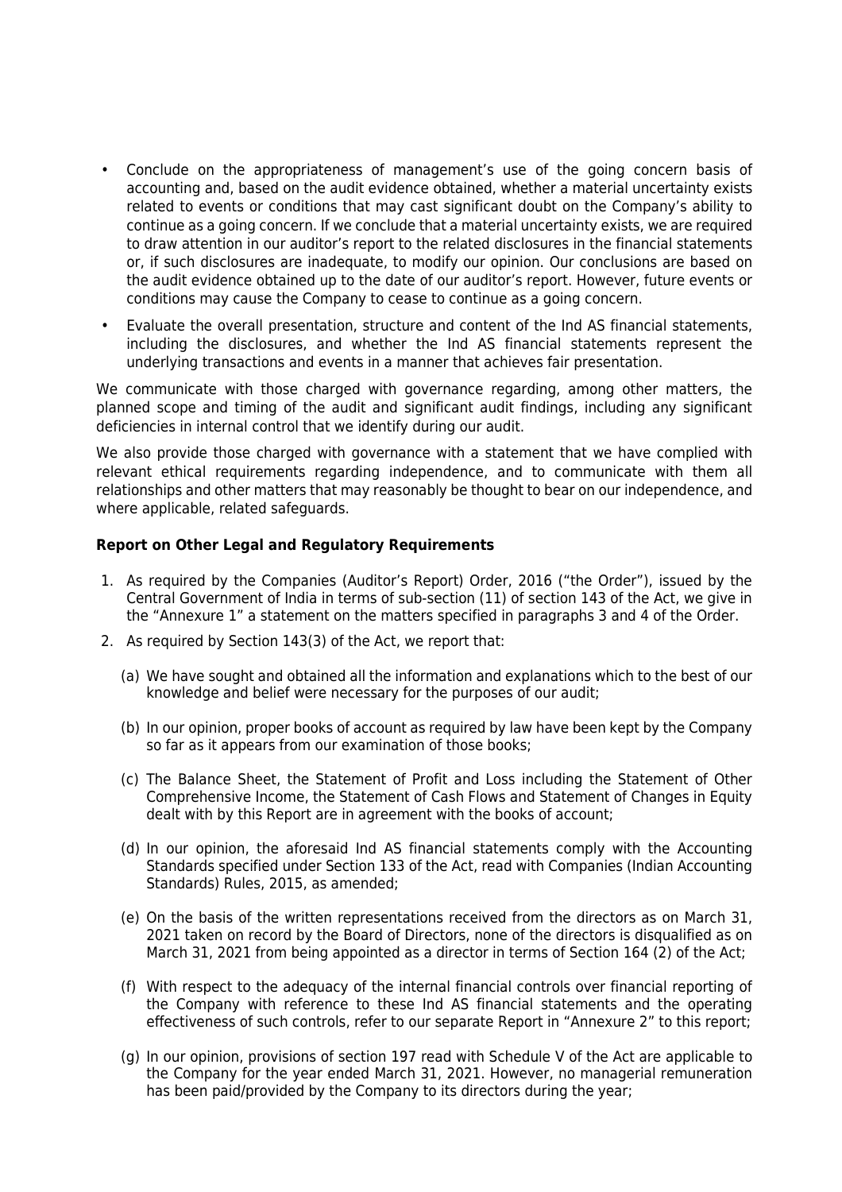- Conclude on the appropriateness of management's use of the going concern basis of accounting and, based on the audit evidence obtained, whether a material uncertainty exists related to events or conditions that may cast significant doubt on the Company's ability to continue as a going concern. If we conclude that a material uncertainty exists, we are required to draw attention in our auditor's report to the related disclosures in the financial statements or, if such disclosures are inadequate, to modify our opinion. Our conclusions are based on the audit evidence obtained up to the date of our auditor's report. However, future events or conditions may cause the Company to cease to continue as a going concern.
- Evaluate the overall presentation, structure and content of the Ind AS financial statements, including the disclosures, and whether the Ind AS financial statements represent the underlying transactions and events in a manner that achieves fair presentation.

We communicate with those charged with governance regarding, among other matters, the planned scope and timing of the audit and significant audit findings, including any significant deficiencies in internal control that we identify during our audit.

We also provide those charged with governance with a statement that we have complied with relevant ethical requirements regarding independence, and to communicate with them all relationships and other matters that may reasonably be thought to bear on our independence, and where applicable, related safeguards.

**Report on Other Legal and Regulatory Requirements**

1. As required by the Companies (Auditor's Report) Order, 2016 ("the Order"), issued by the Central Government of India in terms of sub-section (11) of section 143 of the Act, we give in the "Annexure 1" a statement on the matters specified in paragraphs 3 and 4 of the Order.
2. As required by Section 143(3) of the Act, we report that:

   (a) We have sought and obtained all the information and explanations which to the best of our knowledge and belief were necessary for the purposes of our audit;

   (b) In our opinion, proper books of account as required by law have been kept by the Company so far as it appears from our examination of those books;

   (c) The Balance Sheet, the Statement of Profit and Loss including the Statement of Other Comprehensive Income, the Statement of Cash Flows and Statement of Changes in Equity dealt with by this Report are in agreement with the books of account;

   (d) In our opinion, the aforesaid Ind AS financial statements comply with the Accounting Standards specified under Section 133 of the Act, read with Companies (Indian Accounting Standards) Rules, 2015, as amended;

   (e) On the basis of the written representations received from the directors as on March 31, 2021 taken on record by the Board of Directors, none of the directors is disqualified as on March 31, 2021 from being appointed as a director in terms of Section 164 (2) of the Act;

   (f) With respect to the adequacy of the internal financial controls over financial reporting of the Company with reference to these Ind AS financial statements and the operating effectiveness of such controls, refer to our separate Report in "Annexure 2" to this report;

   (g) In our opinion, provisions of section 197 read with Schedule V of the Act are applicable to the Company for the year ended March 31, 2021. However, no managerial remuneration has been paid/provided by the Company to its directors during the year;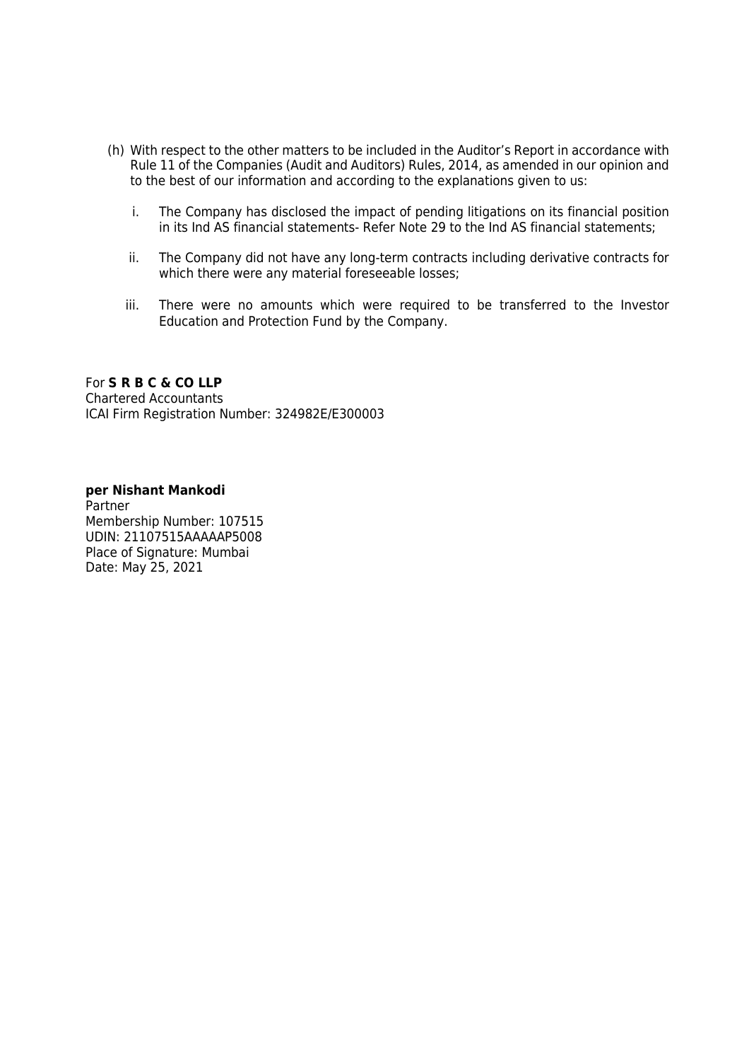(h) With respect to the other matters to be included in the Auditor's Report in accordance with Rule 11 of the Companies (Audit and Auditors) Rules, 2014, as amended in our opinion and to the best of our information and according to the explanations given to us:

i. The Company has disclosed the impact of pending litigations on its financial position in its Ind AS financial statements- Refer Note 29 to the Ind AS financial statements;

ii. The Company did not have any long-term contracts including derivative contracts for which there were any material foreseeable losses;

iii. There were no amounts which were required to be transferred to the Investor Education and Protection Fund by the Company.

For **S R B C & CO LLP**
Chartered Accountants
ICAI Firm Registration Number: 324982E/E300003

**per Nishant Mankodi**
Partner
Membership Number: 107515
UDIN: 21107515AAAAAP5008
Place of Signature: Mumbai
Date: May 25, 2021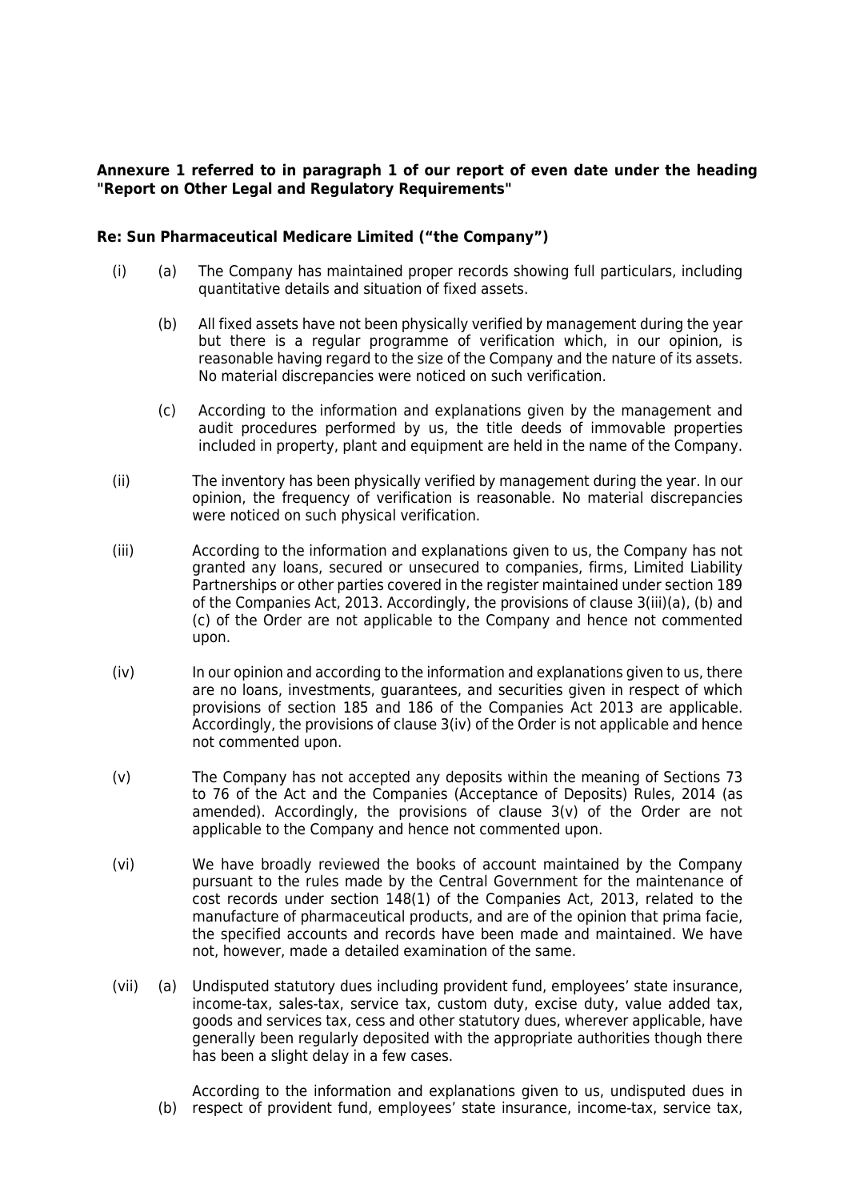**Annexure 1 referred to in paragraph 1 of our report of even date under the heading "Report on Other Legal and Regulatory Requirements"**

**Re: Sun Pharmaceutical Medicare Limited ("the Company")**

(i) (a) The Company has maintained proper records showing full particulars, including quantitative details and situation of fixed assets.

(b) All fixed assets have not been physically verified by management during the year but there is a regular programme of verification which, in our opinion, is reasonable having regard to the size of the Company and the nature of its assets. No material discrepancies were noticed on such verification.

(c) According to the information and explanations given by the management and audit procedures performed by us, the title deeds of immovable properties included in property, plant and equipment are held in the name of the Company.

(ii) The inventory has been physically verified by management during the year. In our opinion, the frequency of verification is reasonable. No material discrepancies were noticed on such physical verification.

(iii) According to the information and explanations given to us, the Company has not granted any loans, secured or unsecured to companies, firms, Limited Liability Partnerships or other parties covered in the register maintained under section 189 of the Companies Act, 2013. Accordingly, the provisions of clause 3(iii)(a), (b) and (c) of the Order are not applicable to the Company and hence not commented upon.

(iv) In our opinion and according to the information and explanations given to us, there are no loans, investments, guarantees, and securities given in respect of which provisions of section 185 and 186 of the Companies Act 2013 are applicable. Accordingly, the provisions of clause 3(iv) of the Order is not applicable and hence not commented upon.

(v) The Company has not accepted any deposits within the meaning of Sections 73 to 76 of the Act and the Companies (Acceptance of Deposits) Rules, 2014 (as amended). Accordingly, the provisions of clause 3(v) of the Order are not applicable to the Company and hence not commented upon.

(vi) We have broadly reviewed the books of account maintained by the Company pursuant to the rules made by the Central Government for the maintenance of cost records under section 148(1) of the Companies Act, 2013, related to the manufacture of pharmaceutical products, and are of the opinion that prima facie, the specified accounts and records have been made and maintained. We have not, however, made a detailed examination of the same.

(vii) (a) Undisputed statutory dues including provident fund, employees' state insurance, income-tax, sales-tax, service tax, custom duty, excise duty, value added tax, goods and services tax, cess and other statutory dues, wherever applicable, have generally been regularly deposited with the appropriate authorities though there has been a slight delay in a few cases.

(b) According to the information and explanations given to us, undisputed dues in respect of provident fund, employees' state insurance, income-tax, service tax,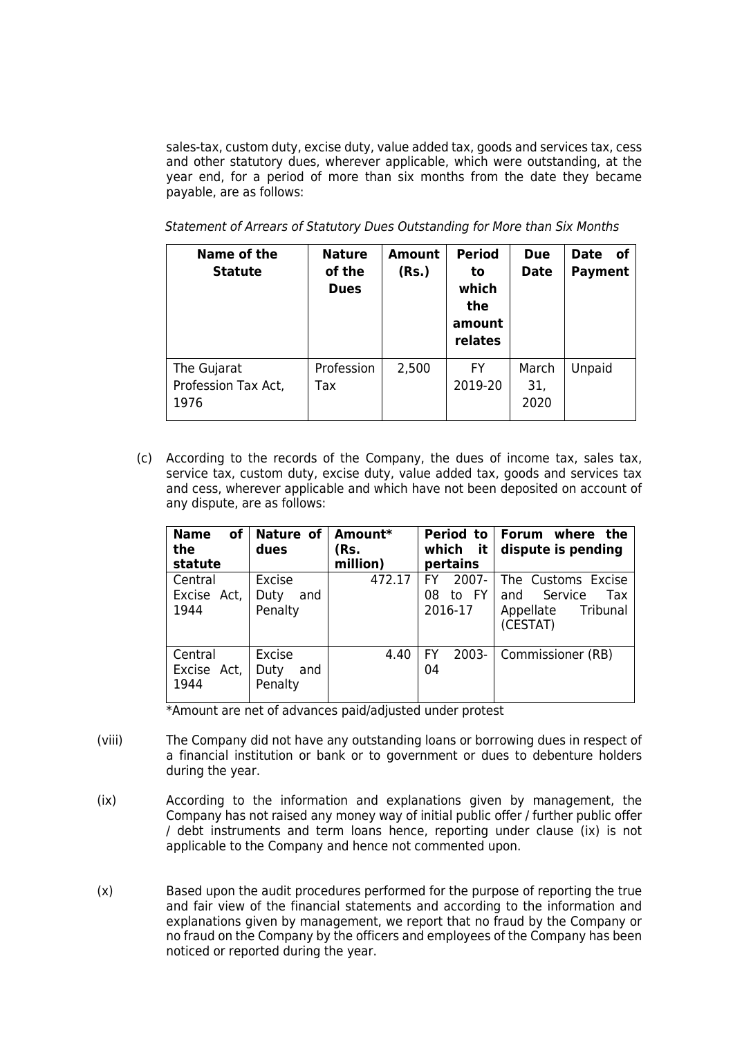sales-tax, custom duty, excise duty, value added tax, goods and services tax, cess and other statutory dues, wherever applicable, which were outstanding, at the year end, for a period of more than six months from the date they became payable, are as follows:

*Statement of Arrears of Statutory Dues Outstanding for More than Six Months*

| Name of the Statute | Nature of the Dues | Amount (Rs.) | Period to which the amount relates | Due Date | Date of Payment |
|---|---|---|---|---|---|
| The Gujarat Profession Tax Act, 1976 | Profession Tax | 2,500 | FY 2019-20 | March 31, 2020 | Unpaid |

(c) According to the records of the Company, the dues of income tax, sales tax, service tax, custom duty, excise duty, value added tax, goods and services tax and cess, wherever applicable and which have not been deposited on account of any dispute, are as follows:

| Name of the statute | Nature of dues | Amount* (Rs. million) | Period to which it pertains | Forum where the dispute is pending |
|---|---|---|---|---|
| Central Excise Act, 1944 | Excise Duty and Penalty | 472.17 | FY 2007-08 to FY 2016-17 | The Customs Excise and Service Tax Appellate Tribunal (CESTAT) |
| Central Excise Act, 1944 | Excise Duty and Penalty | 4.40 | FY 2003-04 | Commissioner (RB) |

*Amount are net of advances paid/adjusted under protest

(viii) The Company did not have any outstanding loans or borrowing dues in respect of a financial institution or bank or to government or dues to debenture holders during the year.

(ix) According to the information and explanations given by management, the Company has not raised any money way of initial public offer / further public offer / debt instruments and term loans hence, reporting under clause (ix) is not applicable to the Company and hence not commented upon.

(x) Based upon the audit procedures performed for the purpose of reporting the true and fair view of the financial statements and according to the information and explanations given by management, we report that no fraud by the Company or no fraud on the Company by the officers and employees of the Company has been noticed or reported during the year.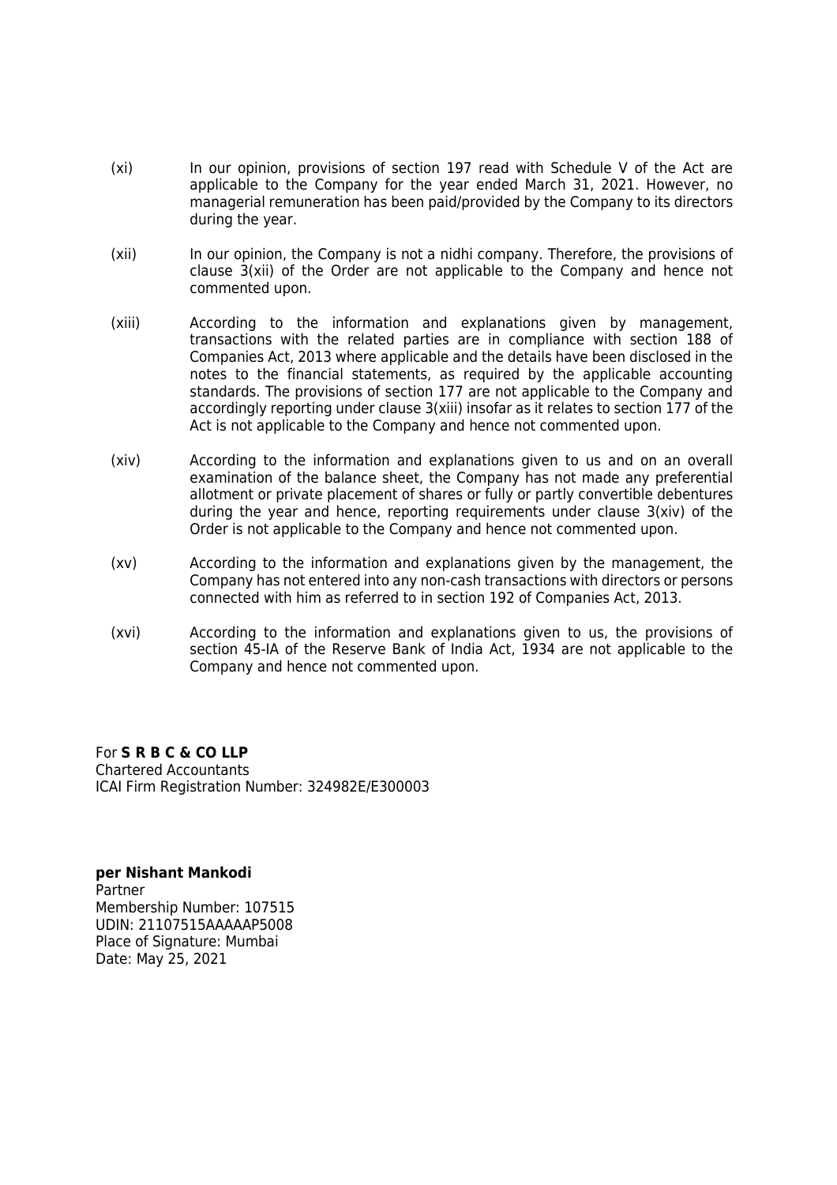(xi) In our opinion, provisions of section 197 read with Schedule V of the Act are applicable to the Company for the year ended March 31, 2021. However, no managerial remuneration has been paid/provided by the Company to its directors during the year.

(xii) In our opinion, the Company is not a nidhi company. Therefore, the provisions of clause 3(xii) of the Order are not applicable to the Company and hence not commented upon.

(xiii) According to the information and explanations given by management, transactions with the related parties are in compliance with section 188 of Companies Act, 2013 where applicable and the details have been disclosed in the notes to the financial statements, as required by the applicable accounting standards. The provisions of section 177 are not applicable to the Company and accordingly reporting under clause 3(xiii) insofar as it relates to section 177 of the Act is not applicable to the Company and hence not commented upon.

(xiv) According to the information and explanations given to us and on an overall examination of the balance sheet, the Company has not made any preferential allotment or private placement of shares or fully or partly convertible debentures during the year and hence, reporting requirements under clause 3(xiv) of the Order is not applicable to the Company and hence not commented upon.

(xv) According to the information and explanations given by the management, the Company has not entered into any non-cash transactions with directors or persons connected with him as referred to in section 192 of Companies Act, 2013.

(xvi) According to the information and explanations given to us, the provisions of section 45-IA of the Reserve Bank of India Act, 1934 are not applicable to the Company and hence not commented upon.

For **S R B C & CO LLP**
Chartered Accountants
ICAI Firm Registration Number: 324982E/E300003

**per Nishant Mankodi**
Partner
Membership Number: 107515
UDIN: 21107515AAAAAP5008
Place of Signature: Mumbai
Date: May 25, 2021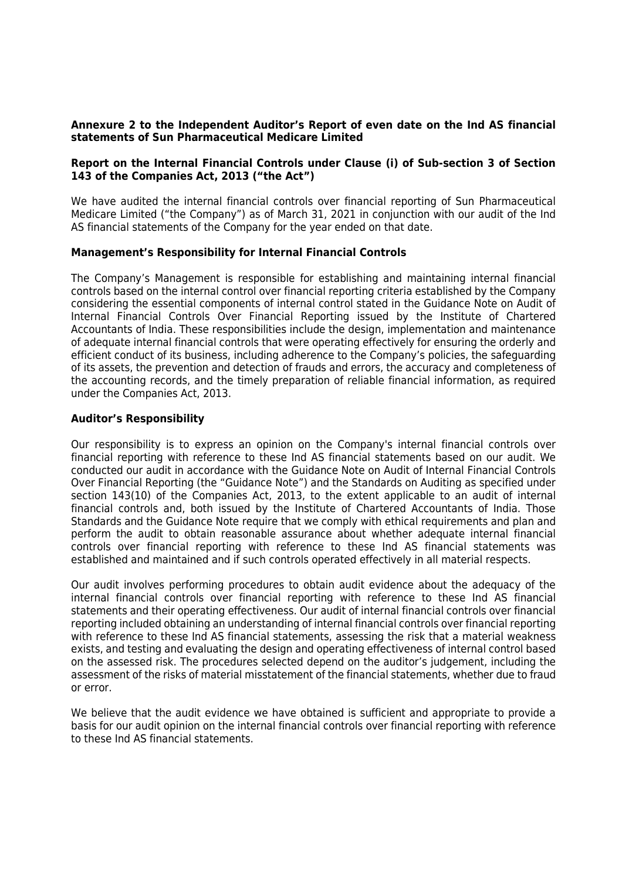**Annexure 2 to the Independent Auditor's Report of even date on the Ind AS financial statements of Sun Pharmaceutical Medicare Limited**

**Report on the Internal Financial Controls under Clause (i) of Sub-section 3 of Section 143 of the Companies Act, 2013 ("the Act")**

We have audited the internal financial controls over financial reporting of Sun Pharmaceutical Medicare Limited ("the Company") as of March 31, 2021 in conjunction with our audit of the Ind AS financial statements of the Company for the year ended on that date.

**Management's Responsibility for Internal Financial Controls**

The Company's Management is responsible for establishing and maintaining internal financial controls based on the internal control over financial reporting criteria established by the Company considering the essential components of internal control stated in the Guidance Note on Audit of Internal Financial Controls Over Financial Reporting issued by the Institute of Chartered Accountants of India. These responsibilities include the design, implementation and maintenance of adequate internal financial controls that were operating effectively for ensuring the orderly and efficient conduct of its business, including adherence to the Company's policies, the safeguarding of its assets, the prevention and detection of frauds and errors, the accuracy and completeness of the accounting records, and the timely preparation of reliable financial information, as required under the Companies Act, 2013.

**Auditor's Responsibility**

Our responsibility is to express an opinion on the Company's internal financial controls over financial reporting with reference to these Ind AS financial statements based on our audit. We conducted our audit in accordance with the Guidance Note on Audit of Internal Financial Controls Over Financial Reporting (the "Guidance Note") and the Standards on Auditing as specified under section 143(10) of the Companies Act, 2013, to the extent applicable to an audit of internal financial controls and, both issued by the Institute of Chartered Accountants of India. Those Standards and the Guidance Note require that we comply with ethical requirements and plan and perform the audit to obtain reasonable assurance about whether adequate internal financial controls over financial reporting with reference to these Ind AS financial statements was established and maintained and if such controls operated effectively in all material respects.

Our audit involves performing procedures to obtain audit evidence about the adequacy of the internal financial controls over financial reporting with reference to these Ind AS financial statements and their operating effectiveness. Our audit of internal financial controls over financial reporting included obtaining an understanding of internal financial controls over financial reporting with reference to these Ind AS financial statements, assessing the risk that a material weakness exists, and testing and evaluating the design and operating effectiveness of internal control based on the assessed risk. The procedures selected depend on the auditor's judgement, including the assessment of the risks of material misstatement of the financial statements, whether due to fraud or error.

We believe that the audit evidence we have obtained is sufficient and appropriate to provide a basis for our audit opinion on the internal financial controls over financial reporting with reference to these Ind AS financial statements.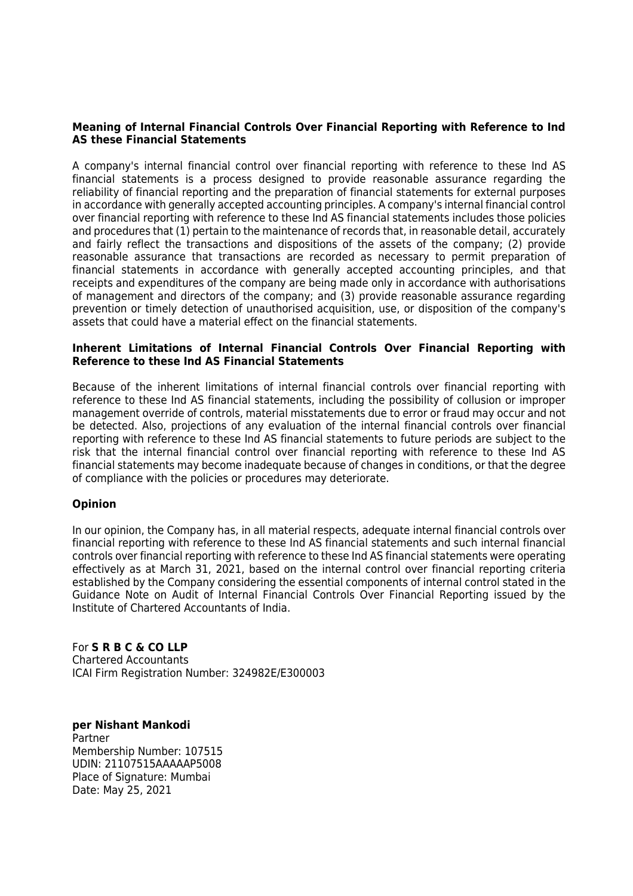**Meaning of Internal Financial Controls Over Financial Reporting with Reference to Ind AS these Financial Statements**

A company's internal financial control over financial reporting with reference to these Ind AS financial statements is a process designed to provide reasonable assurance regarding the reliability of financial reporting and the preparation of financial statements for external purposes in accordance with generally accepted accounting principles. A company's internal financial control over financial reporting with reference to these Ind AS financial statements includes those policies and procedures that (1) pertain to the maintenance of records that, in reasonable detail, accurately and fairly reflect the transactions and dispositions of the assets of the company; (2) provide reasonable assurance that transactions are recorded as necessary to permit preparation of financial statements in accordance with generally accepted accounting principles, and that receipts and expenditures of the company are being made only in accordance with authorisations of management and directors of the company; and (3) provide reasonable assurance regarding prevention or timely detection of unauthorised acquisition, use, or disposition of the company's assets that could have a material effect on the financial statements.

**Inherent Limitations of Internal Financial Controls Over Financial Reporting with Reference to these Ind AS Financial Statements**

Because of the inherent limitations of internal financial controls over financial reporting with reference to these Ind AS financial statements, including the possibility of collusion or improper management override of controls, material misstatements due to error or fraud may occur and not be detected. Also, projections of any evaluation of the internal financial controls over financial reporting with reference to these Ind AS financial statements to future periods are subject to the risk that the internal financial control over financial reporting with reference to these Ind AS financial statements may become inadequate because of changes in conditions, or that the degree of compliance with the policies or procedures may deteriorate.

**Opinion**

In our opinion, the Company has, in all material respects, adequate internal financial controls over financial reporting with reference to these Ind AS financial statements and such internal financial controls over financial reporting with reference to these Ind AS financial statements were operating effectively as at March 31, 2021, based on the internal control over financial reporting criteria established by the Company considering the essential components of internal control stated in the Guidance Note on Audit of Internal Financial Controls Over Financial Reporting issued by the Institute of Chartered Accountants of India.

For **S R B C & CO LLP**
Chartered Accountants
ICAI Firm Registration Number: 324982E/E300003

**per Nishant Mankodi**
Partner
Membership Number: 107515
UDIN: 21107515AAAAAP5008
Place of Signature: Mumbai
Date: May 25, 2021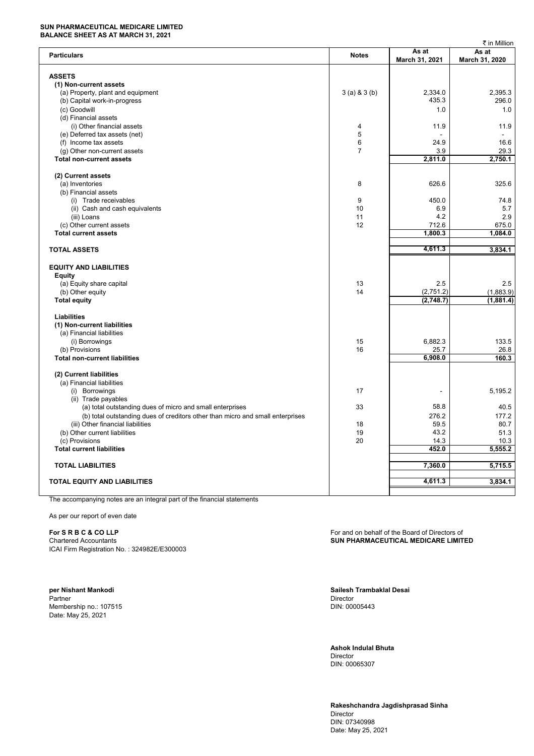**SUN PHARMACEUTICAL MEDICARE LIMITED**
**BALANCE SHEET AS AT MARCH 31, 2021**

₹ in Million

| Particulars | Notes | As at March 31, 2021 | As at March 31, 2020 |
|---|---|---|---|
| **ASSETS** | | | |
| **(1) Non-current assets** | | | |
| (a) Property, plant and equipment | 3 (a) & 3 (b) | 2,334.0 | 2,395.3 |
| (b) Capital work-in-progress | | 435.3 | 296.0 |
| (c) Goodwill | | 1.0 | 1.0 |
| (d) Financial assets | | | |
| (i) Other financial assets | 4 | 11.9 | 11.9 |
| (e) Deferred tax assets (net) | 5 | - | - |
| (f) Income tax assets | 6 | 24.9 | 16.6 |
| (g) Other non-current assets | 7 | 3.9 | 29.3 |
| **Total non-current assets** | | **2,811.0** | **2,750.1** |
| **(2) Current assets** | | | |
| (a) Inventories | 8 | 626.6 | 325.6 |
| (b) Financial assets | | | |
| (i) Trade receivables | 9 | 450.0 | 74.8 |
| (ii) Cash and cash equivalents | 10 | 6.9 | 5.7 |
| (iii) Loans | 11 | 4.2 | 2.9 |
| (c) Other current assets | 12 | 712.6 | 675.0 |
| **Total current assets** | | **1,800.3** | **1,084.0** |
| **TOTAL ASSETS** | | **4,611.3** | **3,834.1** |
| **EQUITY AND LIABILITIES** | | | |
| **Equity** | | | |
| (a) Equity share capital | 13 | 2.5 | 2.5 |
| (b) Other equity | 14 | (2,751.2) | (1,883.9) |
| **Total equity** | | **(2,748.7)** | **(1,881.4)** |
| **Liabilities** | | | |
| **(1) Non-current liabilities** | | | |
| (a) Financial liabilities | | | |
| (i) Borrowings | 15 | 6,882.3 | 133.5 |
| (b) Provisions | 16 | 25.7 | 26.8 |
| **Total non-current liabilities** | | **6,908.0** | **160.3** |
| **(2) Current liabilities** | | | |
| (a) Financial liabilities | | | |
| (i) Borrowings | 17 | - | 5,195.2 |
| (ii) Trade payables | | | |
| (a) total outstanding dues of micro and small enterprises | 33 | 58.8 | 40.5 |
| (b) total outstanding dues of creditors other than micro and small enterprises | | 276.2 | 177.2 |
| (iii) Other financial liabilities | 18 | 59.5 | 80.7 |
| (b) Other current liabilities | 19 | 43.2 | 51.3 |
| (c) Provisions | 20 | 14.3 | 10.3 |
| **Total current liabilities** | | **452.0** | **5,555.2** |
| **TOTAL LIABILITIES** | | **7,360.0** | **5,715.5** |
| **TOTAL EQUITY AND LIABILITIES** | | **4,611.3** | **3,834.1** |

The accompanying notes are an integral part of the financial statements

As per our report of even date

**For S R B C & CO LLP**
Chartered Accountants
ICAI Firm Registration No. : 324982E/E300003

For and on behalf of the Board of Directors of
**SUN PHARMACEUTICAL MEDICARE LIMITED**

**per Nishant Mankodi**
Partner
Membership no.: 107515
Date: May 25, 2021

**Sailesh Trambaklal Desai**
Director
DIN: 00005443

**Ashok Indulal Bhuta**
Director
DIN: 00065307

**Rakeshchandra Jagdishprasad Sinha**
Director
DIN: 07340998
Date: May 25, 2021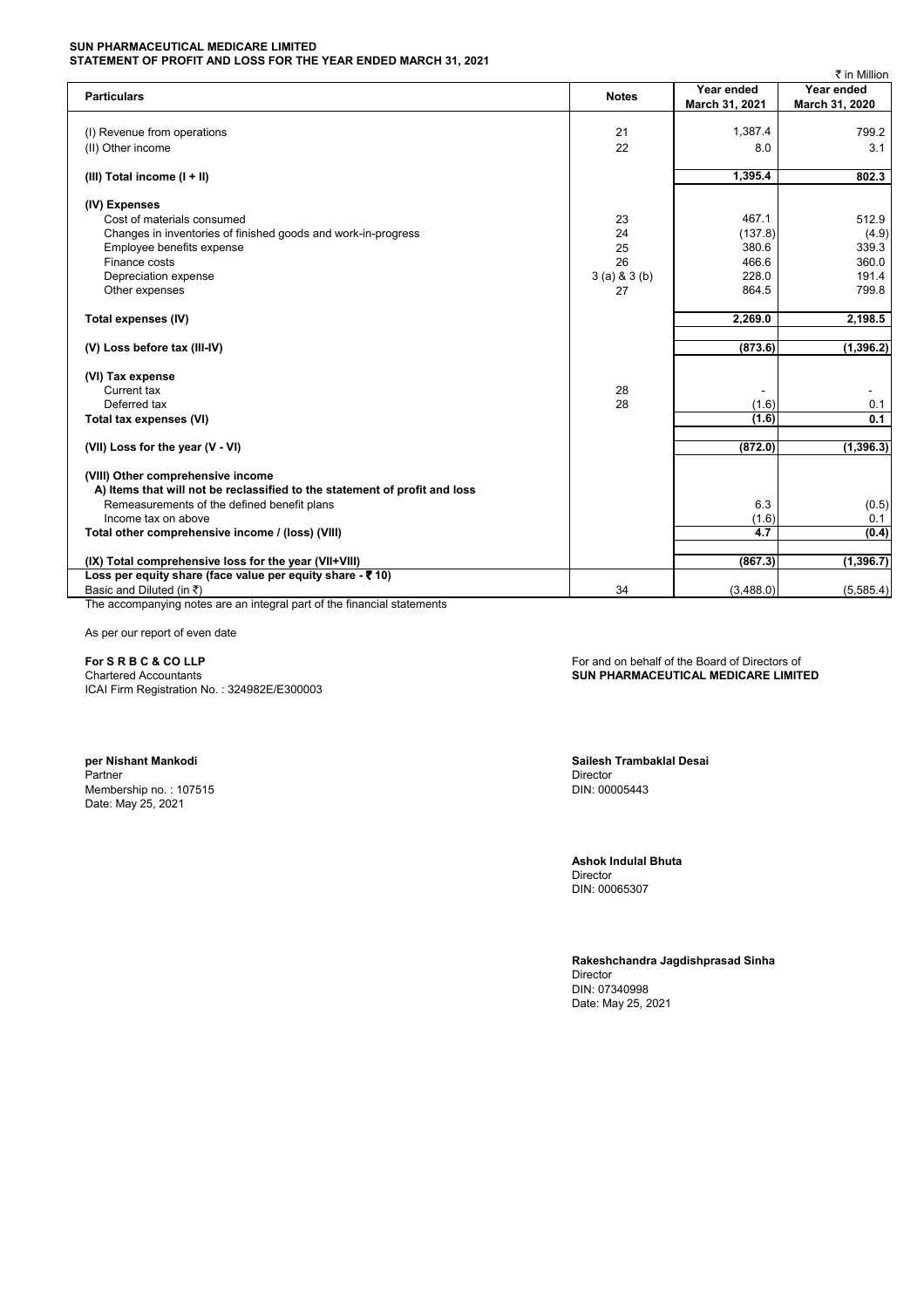**SUN PHARMACEUTICAL MEDICARE LIMITED**
**STATEMENT OF PROFIT AND LOSS FOR THE YEAR ENDED MARCH 31, 2021**

₹ in Million

| Particulars | Notes | Year ended March 31, 2021 | Year ended March 31, 2020 |
|---|---|---|---|
| (I) Revenue from operations | 21 | 1,387.4 | 799.2 |
| (II) Other income | 22 | 8.0 | 3.1 |
| **(III) Total income (I + II)** | | **1,395.4** | **802.3** |
| **(IV) Expenses** | | | |
| Cost of materials consumed | 23 | 467.1 | 512.9 |
| Changes in inventories of finished goods and work-in-progress | 24 | (137.8) | (4.9) |
| Employee benefits expense | 25 | 380.6 | 339.3 |
| Finance costs | 26 | 466.6 | 360.0 |
| Depreciation expense | 3 (a) & 3 (b) | 228.0 | 191.4 |
| Other expenses | 27 | 864.5 | 799.8 |
| **Total expenses (IV)** | | **2,269.0** | **2,198.5** |
| **(V) Loss before tax (III-IV)** | | **(873.6)** | **(1,396.2)** |
| **(VI) Tax expense** | | | |
| Current tax | 28 | - | - |
| Deferred tax | 28 | (1.6) | 0.1 |
| **Total tax expenses (VI)** | | **(1.6)** | **0.1** |
| **(VII) Loss for the year (V - VI)** | | **(872.0)** | **(1,396.3)** |
| **(VIII) Other comprehensive income** | | | |
| **A) Items that will not be reclassified to the statement of profit and loss** | | | |
| Remeasurements of the defined benefit plans | | 6.3 | (0.5) |
| Income tax on above | | (1.6) | 0.1 |
| **Total other comprehensive income / (loss) (VIII)** | | **4.7** | **(0.4)** |
| **(IX) Total comprehensive loss for the year (VII+VIII)** | | **(867.3)** | **(1,396.7)** |
| **Loss per equity share (face value per equity share - ₹ 10)** | | | |
| Basic and Diluted (in ₹) | 34 | (3,488.0) | (5,585.4) |

The accompanying notes are an integral part of the financial statements

As per our report of even date

**For S R B C & CO LLP**
Chartered Accountants
ICAI Firm Registration No. : 324982E/E300003

**per Nishant Mankodi**
Partner
Membership no. : 107515
Date: May 25, 2021

For and on behalf of the Board of Directors of
**SUN PHARMACEUTICAL MEDICARE LIMITED**

**Sailesh Trambaklal Desai**
Director
DIN: 00005443

**Ashok Indulal Bhuta**
Director
DIN: 00065307

**Rakeshchandra Jagdishprasad Sinha**
Director
DIN: 07340998
Date: May 25, 2021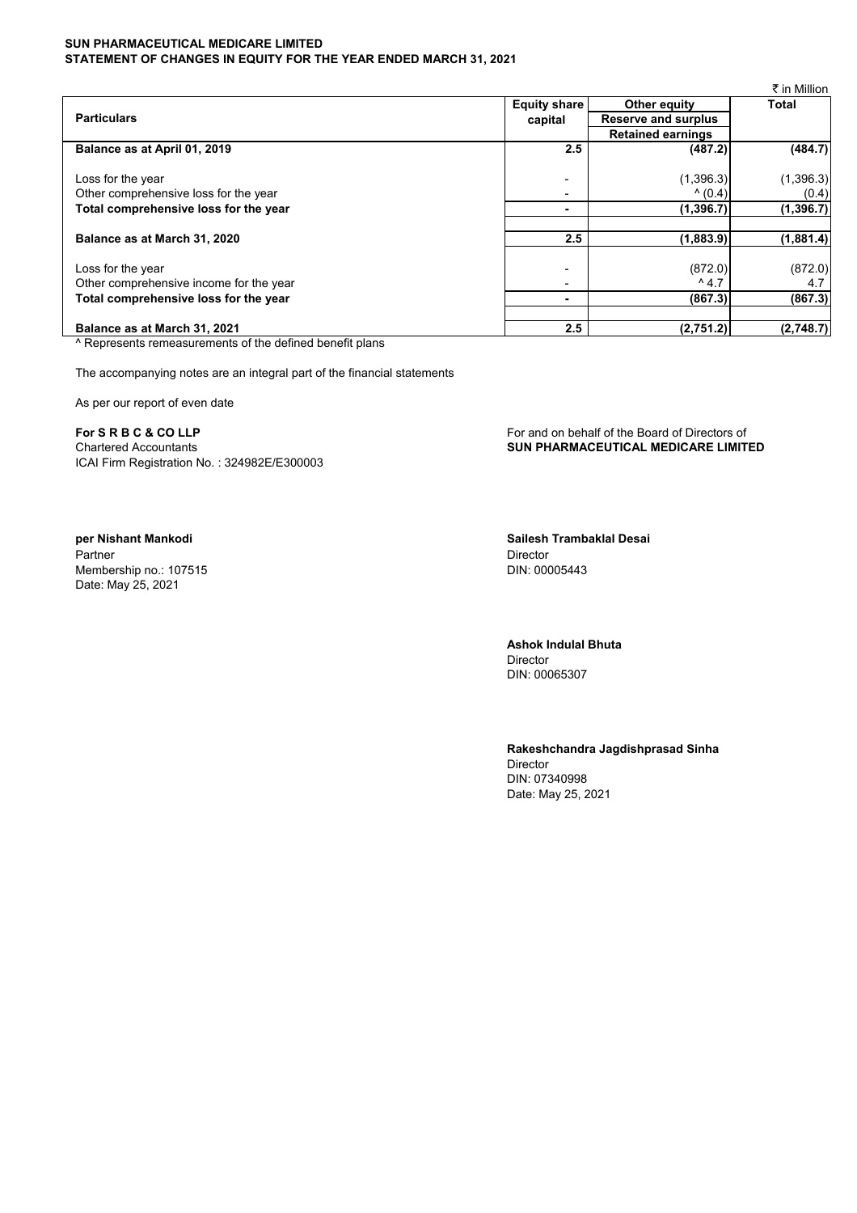**SUN PHARMACEUTICAL MEDICARE LIMITED**
**STATEMENT OF CHANGES IN EQUITY FOR THE YEAR ENDED MARCH 31, 2021**

₹ in Million

| Particulars | Equity share capital | Other equity | Total |
|---|---|---|---|
| | | Reserve and surplus | |
| | | Retained earnings | |
| **Balance as at April 01, 2019** | **2.5** | **(487.2)** | **(484.7)** |
| Loss for the year | - | (1,396.3) | (1,396.3) |
| Other comprehensive loss for the year | - | ^ (0.4) | (0.4) |
| **Total comprehensive loss for the year** | **-** | **(1,396.7)** | **(1,396.7)** |
| **Balance as at March 31, 2020** | **2.5** | **(1,883.9)** | **(1,881.4)** |
| Loss for the year | - | (872.0) | (872.0) |
| Other comprehensive income for the year | - | ^ 4.7 | 4.7 |
| **Total comprehensive loss for the year** | **-** | **(867.3)** | **(867.3)** |
| **Balance as at March 31, 2021** | **2.5** | **(2,751.2)** | **(2,748.7)** |

^ Represents remeasurements of the defined benefit plans

The accompanying notes are an integral part of the financial statements

As per our report of even date

**For S R B C & CO LLP**
Chartered Accountants
ICAI Firm Registration No. : 324982E/E300003

For and on behalf of the Board of Directors of
**SUN PHARMACEUTICAL MEDICARE LIMITED**

**per Nishant Mankodi**
Partner
Membership no.: 107515
Date: May 25, 2021

**Sailesh Trambaklal Desai**
Director
DIN: 00005443

**Ashok Indulal Bhuta**
Director
DIN: 00065307

**Rakeshchandra Jagdishprasad Sinha**
Director
DIN: 07340998
Date: May 25, 2021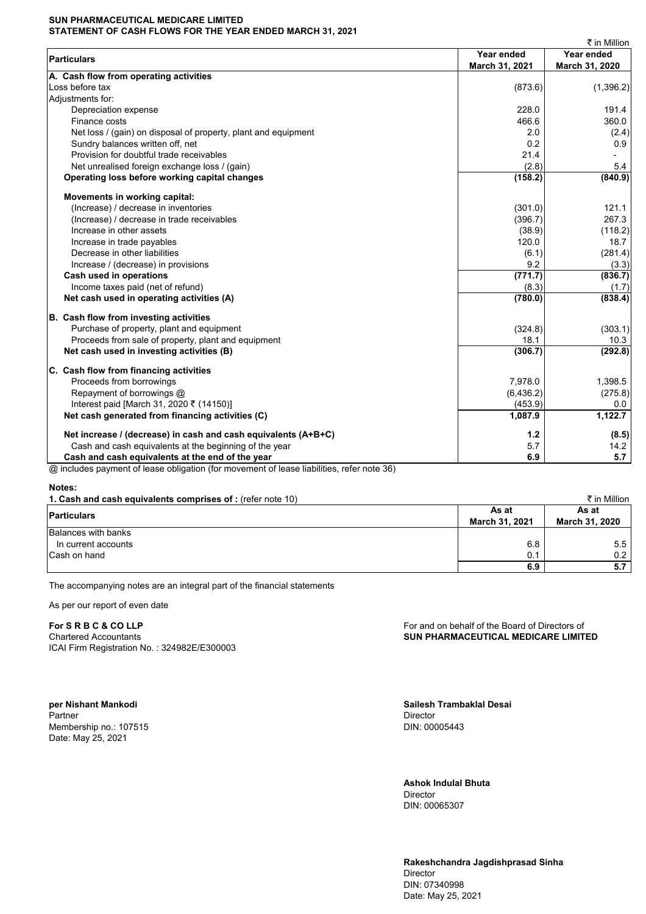**SUN PHARMACEUTICAL MEDICARE LIMITED**
**STATEMENT OF CASH FLOWS FOR THE YEAR ENDED MARCH 31, 2021**

₹ in Million

| Particulars | Year ended March 31, 2021 | Year ended March 31, 2020 |
|---|---|---|
| **A. Cash flow from operating activities** | | |
| Loss before tax | (873.6) | (1,396.2) |
| Adjustments for: | | |
| Depreciation expense | 228.0 | 191.4 |
| Finance costs | 466.6 | 360.0 |
| Net loss / (gain) on disposal of property, plant and equipment | 2.0 | (2.4) |
| Sundry balances written off, net | 0.2 | 0.9 |
| Provision for doubtful trade receivables | 21.4 | - |
| Net unrealised foreign exchange loss / (gain) | (2.8) | 5.4 |
| **Operating loss before working capital changes** | **(158.2)** | **(840.9)** |
| **Movements in working capital:** | | |
| (Increase) / decrease in inventories | (301.0) | 121.1 |
| (Increase) / decrease in trade receivables | (396.7) | 267.3 |
| Increase in other assets | (38.9) | (118.2) |
| Increase in trade payables | 120.0 | 18.7 |
| Decrease in other liabilities | (6.1) | (281.4) |
| Increase / (decrease) in provisions | 9.2 | (3.3) |
| **Cash used in operations** | **(771.7)** | **(836.7)** |
| Income taxes paid (net of refund) | (8.3) | (1.7) |
| **Net cash used in operating activities (A)** | **(780.0)** | **(838.4)** |
| **B. Cash flow from investing activities** | | |
| Purchase of property, plant and equipment | (324.8) | (303.1) |
| Proceeds from sale of property, plant and equipment | 18.1 | 10.3 |
| **Net cash used in investing activities (B)** | **(306.7)** | **(292.8)** |
| **C. Cash flow from financing activities** | | |
| Proceeds from borrowings | 7,978.0 | 1,398.5 |
| Repayment of borrowings @ | (6,436.2) | (275.8) |
| Interest paid [March 31, 2020 ₹ (14150)] | (453.9) | 0.0 |
| **Net cash generated from financing activities (C)** | **1,087.9** | **1,122.7** |
| **Net increase / (decrease) in cash and cash equivalents (A+B+C)** | **1.2** | **(8.5)** |
| Cash and cash equivalents at the beginning of the year | 5.7 | 14.2 |
| **Cash and cash equivalents at the end of the year** | **6.9** | **5.7** |

@ includes payment of lease obligation (for movement of lease liabilities, refer note 36)

**Notes:**

**1. Cash and cash equivalents comprises of :** (refer note 10)

₹ in Million

| Particulars | As at March 31, 2021 | As at March 31, 2020 |
|---|---|---|
| Balances with banks | | |
| In current accounts | 6.8 | 5.5 |
| Cash on hand | 0.1 | 0.2 |
| | **6.9** | **5.7** |

The accompanying notes are an integral part of the financial statements

As per our report of even date

**For S R B C & CO LLP**
Chartered Accountants
ICAI Firm Registration No. : 324982E/E300003

**per Nishant Mankodi**
Partner
Membership no.: 107515
Date: May 25, 2021

For and on behalf of the Board of Directors of
**SUN PHARMACEUTICAL MEDICARE LIMITED**

**Sailesh Trambaklal Desai**
Director
DIN: 00005443

**Ashok Indulal Bhuta**
Director
DIN: 00065307

**Rakeshchandra Jagdishprasad Sinha**
Director
DIN: 07340998
Date: May 25, 2021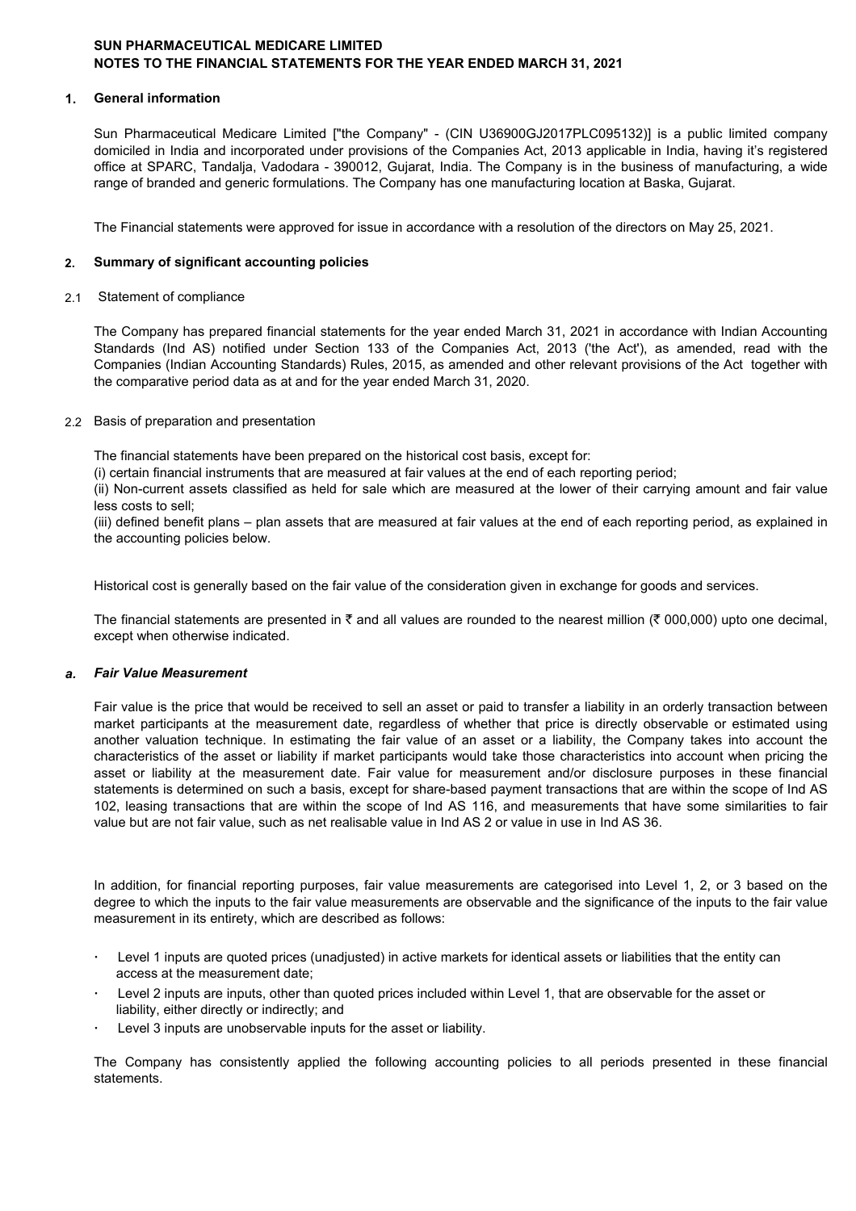**SUN PHARMACEUTICAL MEDICARE LIMITED**
**NOTES TO THE FINANCIAL STATEMENTS FOR THE YEAR ENDED MARCH 31, 2021**

## 1. General information

Sun Pharmaceutical Medicare Limited ["the Company" - (CIN U36900GJ2017PLC095132)] is a public limited company domiciled in India and incorporated under provisions of the Companies Act, 2013 applicable in India, having it's registered office at SPARC, Tandalja, Vadodara - 390012, Gujarat, India. The Company is in the business of manufacturing, a wide range of branded and generic formulations. The Company has one manufacturing location at Baska, Gujarat.

The Financial statements were approved for issue in accordance with a resolution of the directors on May 25, 2021.

## 2. Summary of significant accounting policies

### 2.1 Statement of compliance

The Company has prepared financial statements for the year ended March 31, 2021 in accordance with Indian Accounting Standards (Ind AS) notified under Section 133 of the Companies Act, 2013 ('the Act'), as amended, read with the Companies (Indian Accounting Standards) Rules, 2015, as amended and other relevant provisions of the Act together with the comparative period data as at and for the year ended March 31, 2020.

### 2.2 Basis of preparation and presentation

The financial statements have been prepared on the historical cost basis, except for:

(i) certain financial instruments that are measured at fair values at the end of each reporting period;

(ii) Non-current assets classified as held for sale which are measured at the lower of their carrying amount and fair value less costs to sell;

(iii) defined benefit plans – plan assets that are measured at fair values at the end of each reporting period, as explained in the accounting policies below.

Historical cost is generally based on the fair value of the consideration given in exchange for goods and services.

The financial statements are presented in ₹ and all values are rounded to the nearest million (₹ 000,000) upto one decimal, except when otherwise indicated.

### *a. Fair Value Measurement*

Fair value is the price that would be received to sell an asset or paid to transfer a liability in an orderly transaction between market participants at the measurement date, regardless of whether that price is directly observable or estimated using another valuation technique. In estimating the fair value of an asset or a liability, the Company takes into account the characteristics of the asset or liability if market participants would take those characteristics into account when pricing the asset or liability at the measurement date. Fair value for measurement and/or disclosure purposes in these financial statements is determined on such a basis, except for share-based payment transactions that are within the scope of Ind AS 102, leasing transactions that are within the scope of Ind AS 116, and measurements that have some similarities to fair value but are not fair value, such as net realisable value in Ind AS 2 or value in use in Ind AS 36.

In addition, for financial reporting purposes, fair value measurements are categorised into Level 1, 2, or 3 based on the degree to which the inputs to the fair value measurements are observable and the significance of the inputs to the fair value measurement in its entirety, which are described as follows:

- Level 1 inputs are quoted prices (unadjusted) in active markets for identical assets or liabilities that the entity can access at the measurement date;
- Level 2 inputs are inputs, other than quoted prices included within Level 1, that are observable for the asset or liability, either directly or indirectly; and
- Level 3 inputs are unobservable inputs for the asset or liability.

The Company has consistently applied the following accounting policies to all periods presented in these financial statements.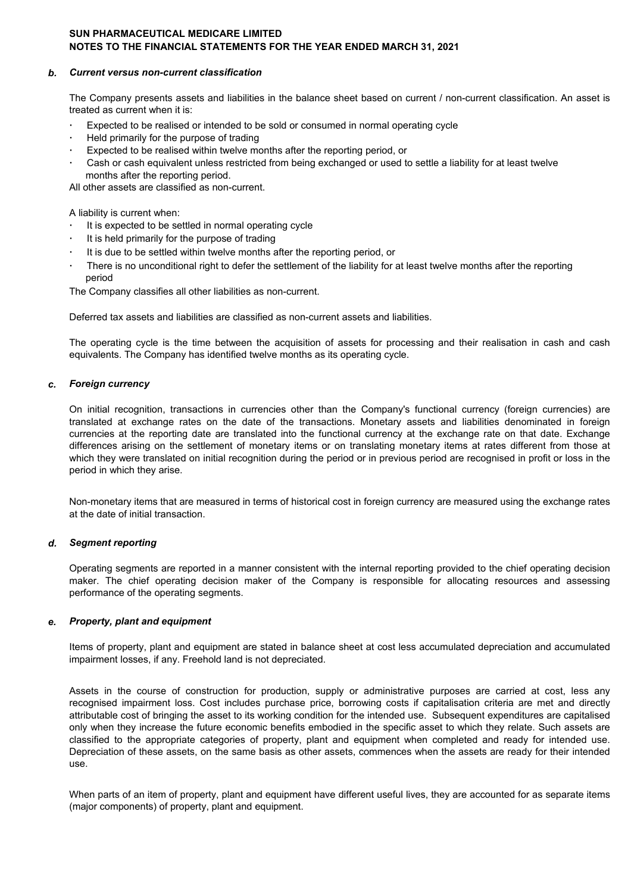**SUN PHARMACEUTICAL MEDICARE LIMITED**
**NOTES TO THE FINANCIAL STATEMENTS FOR THE YEAR ENDED MARCH 31, 2021**

### *b. Current versus non-current classification*

The Company presents assets and liabilities in the balance sheet based on current / non-current classification. An asset is treated as current when it is:

- Expected to be realised or intended to be sold or consumed in normal operating cycle
- Held primarily for the purpose of trading
- Expected to be realised within twelve months after the reporting period, or
- Cash or cash equivalent unless restricted from being exchanged or used to settle a liability for at least twelve months after the reporting period.

All other assets are classified as non-current.

A liability is current when:

- It is expected to be settled in normal operating cycle
- It is held primarily for the purpose of trading
- It is due to be settled within twelve months after the reporting period, or
- There is no unconditional right to defer the settlement of the liability for at least twelve months after the reporting period

The Company classifies all other liabilities as non-current.

Deferred tax assets and liabilities are classified as non-current assets and liabilities.

The operating cycle is the time between the acquisition of assets for processing and their realisation in cash and cash equivalents. The Company has identified twelve months as its operating cycle.

### *c. Foreign currency*

On initial recognition, transactions in currencies other than the Company's functional currency (foreign currencies) are translated at exchange rates on the date of the transactions. Monetary assets and liabilities denominated in foreign currencies at the reporting date are translated into the functional currency at the exchange rate on that date. Exchange differences arising on the settlement of monetary items or on translating monetary items at rates different from those at which they were translated on initial recognition during the period or in previous period are recognised in profit or loss in the period in which they arise.

Non-monetary items that are measured in terms of historical cost in foreign currency are measured using the exchange rates at the date of initial transaction.

### *d. Segment reporting*

Operating segments are reported in a manner consistent with the internal reporting provided to the chief operating decision maker. The chief operating decision maker of the Company is responsible for allocating resources and assessing performance of the operating segments.

### *e. Property, plant and equipment*

Items of property, plant and equipment are stated in balance sheet at cost less accumulated depreciation and accumulated impairment losses, if any. Freehold land is not depreciated.

Assets in the course of construction for production, supply or administrative purposes are carried at cost, less any recognised impairment loss. Cost includes purchase price, borrowing costs if capitalisation criteria are met and directly attributable cost of bringing the asset to its working condition for the intended use. Subsequent expenditures are capitalised only when they increase the future economic benefits embodied in the specific asset to which they relate. Such assets are classified to the appropriate categories of property, plant and equipment when completed and ready for intended use. Depreciation of these assets, on the same basis as other assets, commences when the assets are ready for their intended use.

When parts of an item of property, plant and equipment have different useful lives, they are accounted for as separate items (major components) of property, plant and equipment.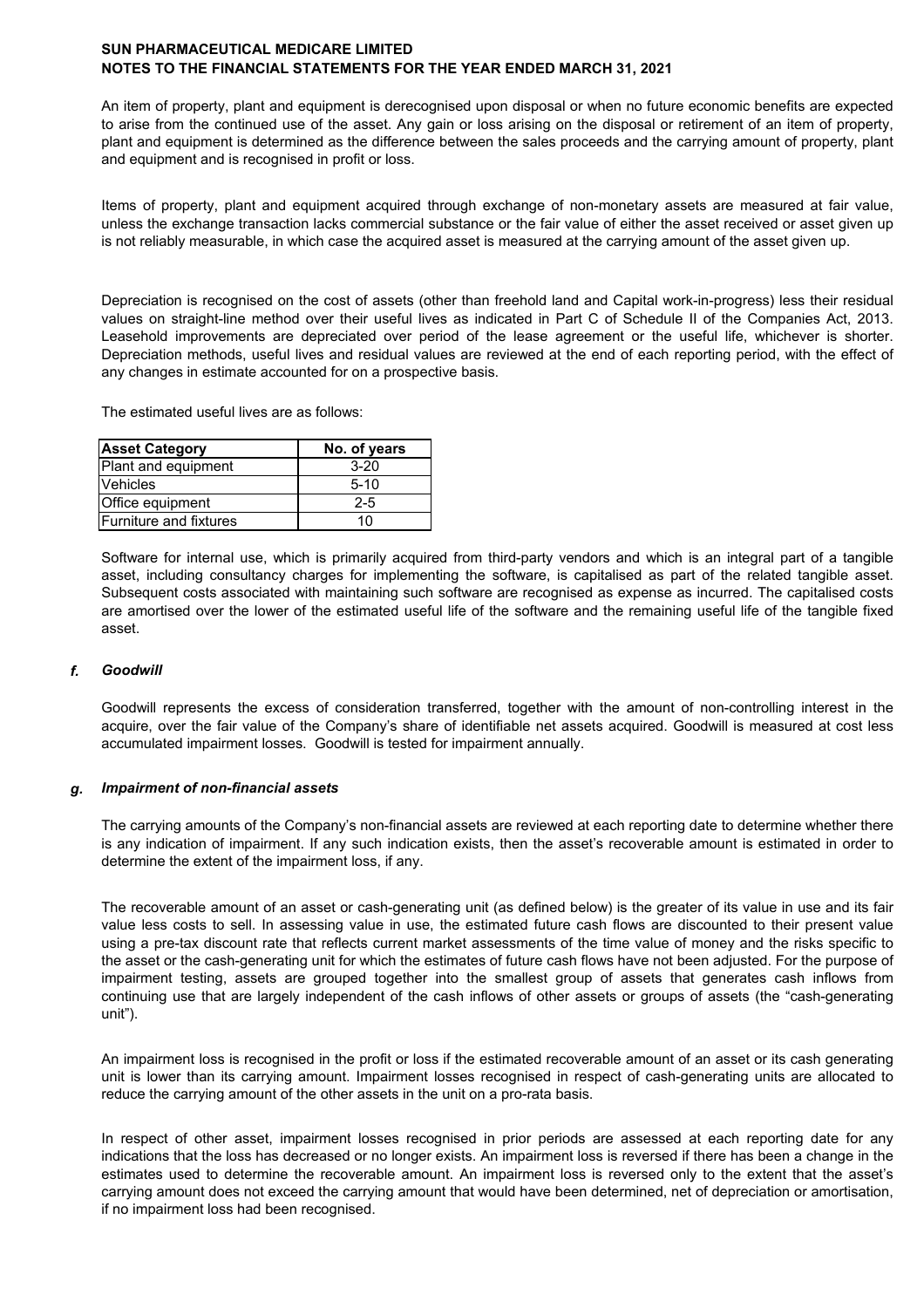An item of property, plant and equipment is derecognised upon disposal or when no future economic benefits are expected to arise from the continued use of the asset. Any gain or loss arising on the disposal or retirement of an item of property, plant and equipment is determined as the difference between the sales proceeds and the carrying amount of property, plant and equipment and is recognised in profit or loss.

Items of property, plant and equipment acquired through exchange of non-monetary assets are measured at fair value, unless the exchange transaction lacks commercial substance or the fair value of either the asset received or asset given up is not reliably measurable, in which case the acquired asset is measured at the carrying amount of the asset given up.

Depreciation is recognised on the cost of assets (other than freehold land and Capital work-in-progress) less their residual values on straight-line method over their useful lives as indicated in Part C of Schedule II of the Companies Act, 2013. Leasehold improvements are depreciated over period of the lease agreement or the useful life, whichever is shorter. Depreciation methods, useful lives and residual values are reviewed at the end of each reporting period, with the effect of any changes in estimate accounted for on a prospective basis.

The estimated useful lives are as follows:

| Asset Category | No. of years |
|---|---|
| Plant and equipment | 3-20 |
| Vehicles | 5-10 |
| Office equipment | 2-5 |
| Furniture and fixtures | 10 |

Software for internal use, which is primarily acquired from third-party vendors and which is an integral part of a tangible asset, including consultancy charges for implementing the software, is capitalised as part of the related tangible asset. Subsequent costs associated with maintaining such software are recognised as expense as incurred. The capitalised costs are amortised over the lower of the estimated useful life of the software and the remaining useful life of the tangible fixed asset.

### *f. Goodwill*

Goodwill represents the excess of consideration transferred, together with the amount of non-controlling interest in the acquire, over the fair value of the Company's share of identifiable net assets acquired. Goodwill is measured at cost less accumulated impairment losses. Goodwill is tested for impairment annually.

### *g. Impairment of non-financial assets*

The carrying amounts of the Company's non-financial assets are reviewed at each reporting date to determine whether there is any indication of impairment. If any such indication exists, then the asset's recoverable amount is estimated in order to determine the extent of the impairment loss, if any.

The recoverable amount of an asset or cash-generating unit (as defined below) is the greater of its value in use and its fair value less costs to sell. In assessing value in use, the estimated future cash flows are discounted to their present value using a pre-tax discount rate that reflects current market assessments of the time value of money and the risks specific to the asset or the cash-generating unit for which the estimates of future cash flows have not been adjusted. For the purpose of impairment testing, assets are grouped together into the smallest group of assets that generates cash inflows from continuing use that are largely independent of the cash inflows of other assets or groups of assets (the "cash-generating unit").

An impairment loss is recognised in the profit or loss if the estimated recoverable amount of an asset or its cash generating unit is lower than its carrying amount. Impairment losses recognised in respect of cash-generating units are allocated to reduce the carrying amount of the other assets in the unit on a pro-rata basis.

In respect of other asset, impairment losses recognised in prior periods are assessed at each reporting date for any indications that the loss has decreased or no longer exists. An impairment loss is reversed if there has been a change in the estimates used to determine the recoverable amount. An impairment loss is reversed only to the extent that the asset's carrying amount does not exceed the carrying amount that would have been determined, net of depreciation or amortisation, if no impairment loss had been recognised.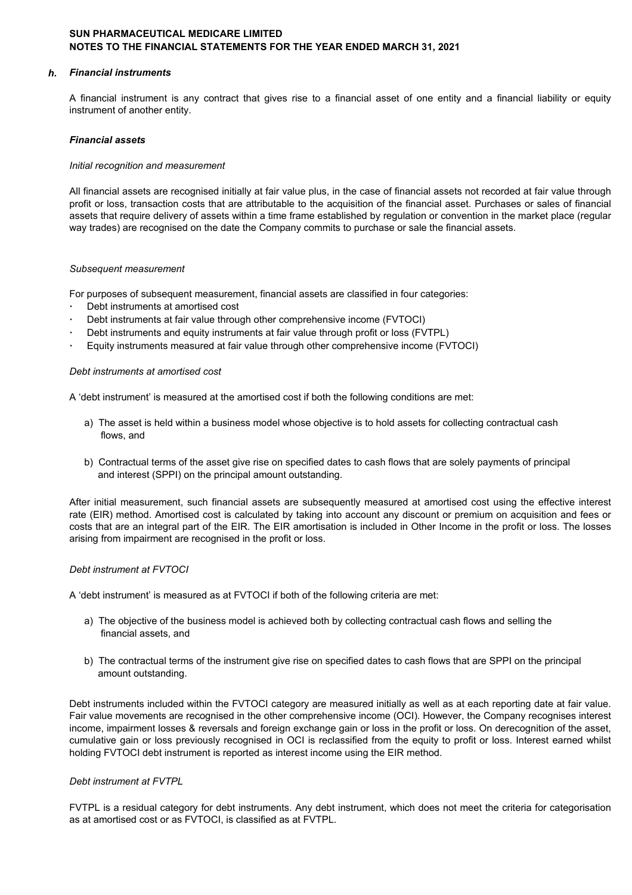### h. *Financial instruments*

A financial instrument is any contract that gives rise to a financial asset of one entity and a financial liability or equity instrument of another entity.

***Financial assets***

*Initial recognition and measurement*

All financial assets are recognised initially at fair value plus, in the case of financial assets not recorded at fair value through profit or loss, transaction costs that are attributable to the acquisition of the financial asset. Purchases or sales of financial assets that require delivery of assets within a time frame established by regulation or convention in the market place (regular way trades) are recognised on the date the Company commits to purchase or sale the financial assets.

*Subsequent measurement*

For purposes of subsequent measurement, financial assets are classified in four categories:

- Debt instruments at amortised cost
- Debt instruments at fair value through other comprehensive income (FVTOCI)
- Debt instruments and equity instruments at fair value through profit or loss (FVTPL)
- Equity instruments measured at fair value through other comprehensive income (FVTOCI)

*Debt instruments at amortised cost*

A 'debt instrument' is measured at the amortised cost if both the following conditions are met:

a) The asset is held within a business model whose objective is to hold assets for collecting contractual cash flows, and

b) Contractual terms of the asset give rise on specified dates to cash flows that are solely payments of principal and interest (SPPI) on the principal amount outstanding.

After initial measurement, such financial assets are subsequently measured at amortised cost using the effective interest rate (EIR) method. Amortised cost is calculated by taking into account any discount or premium on acquisition and fees or costs that are an integral part of the EIR. The EIR amortisation is included in Other Income in the profit or loss. The losses arising from impairment are recognised in the profit or loss.

*Debt instrument at FVTOCI*

A 'debt instrument' is measured as at FVTOCI if both of the following criteria are met:

a) The objective of the business model is achieved both by collecting contractual cash flows and selling the financial assets, and

b) The contractual terms of the instrument give rise on specified dates to cash flows that are SPPI on the principal amount outstanding.

Debt instruments included within the FVTOCI category are measured initially as well as at each reporting date at fair value. Fair value movements are recognised in the other comprehensive income (OCI). However, the Company recognises interest income, impairment losses & reversals and foreign exchange gain or loss in the profit or loss. On derecognition of the asset, cumulative gain or loss previously recognised in OCI is reclassified from the equity to profit or loss. Interest earned whilst holding FVTOCI debt instrument is reported as interest income using the EIR method.

*Debt instrument at FVTPL*

FVTPL is a residual category for debt instruments. Any debt instrument, which does not meet the criteria for categorisation as at amortised cost or as FVTOCI, is classified as at FVTPL.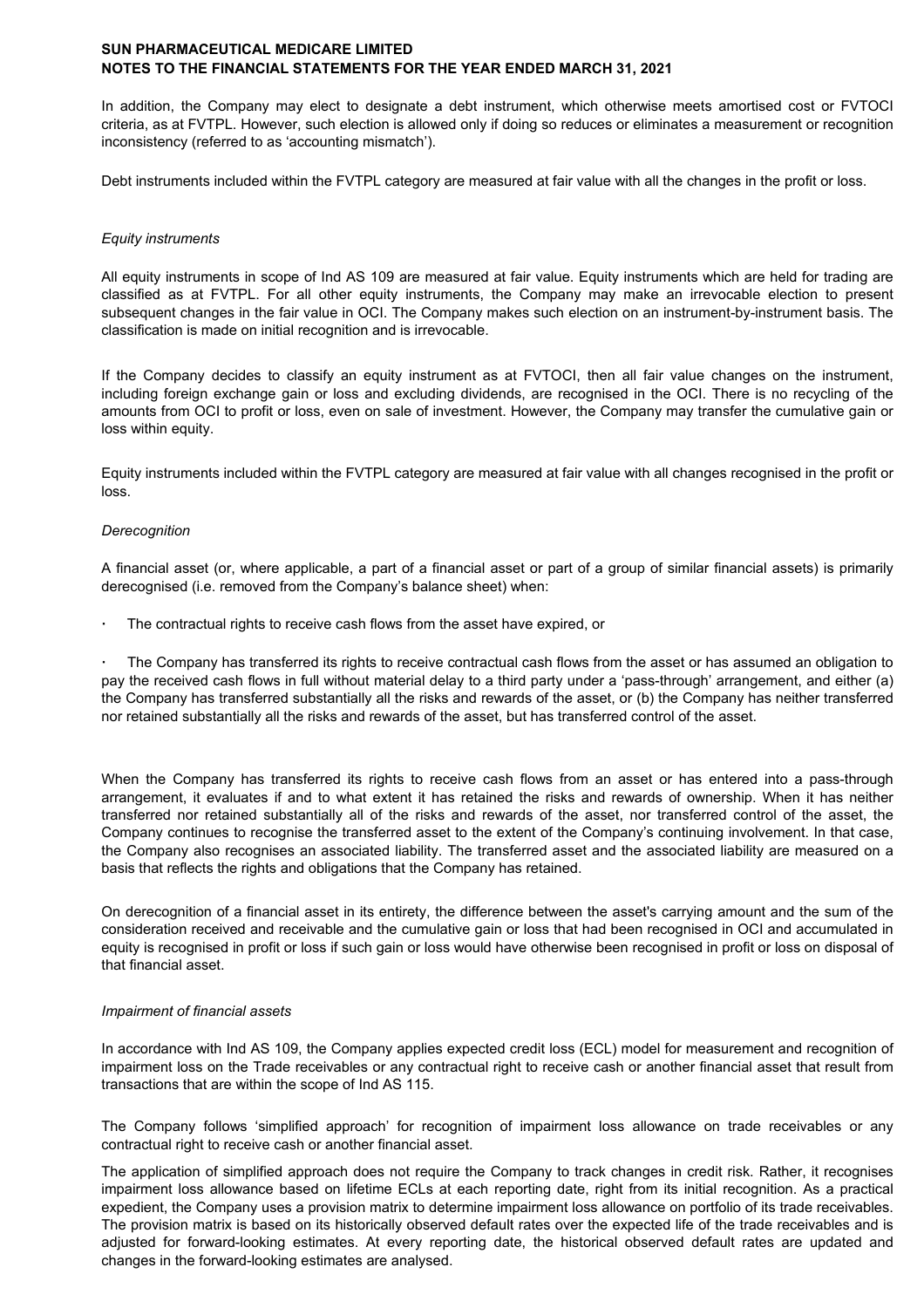In addition, the Company may elect to designate a debt instrument, which otherwise meets amortised cost or FVTOCI criteria, as at FVTPL. However, such election is allowed only if doing so reduces or eliminates a measurement or recognition inconsistency (referred to as 'accounting mismatch').

Debt instruments included within the FVTPL category are measured at fair value with all the changes in the profit or loss.

*Equity instruments*

All equity instruments in scope of Ind AS 109 are measured at fair value. Equity instruments which are held for trading are classified as at FVTPL. For all other equity instruments, the Company may make an irrevocable election to present subsequent changes in the fair value in OCI. The Company makes such election on an instrument-by-instrument basis. The classification is made on initial recognition and is irrevocable.

If the Company decides to classify an equity instrument as at FVTOCI, then all fair value changes on the instrument, including foreign exchange gain or loss and excluding dividends, are recognised in the OCI. There is no recycling of the amounts from OCI to profit or loss, even on sale of investment. However, the Company may transfer the cumulative gain or loss within equity.

Equity instruments included within the FVTPL category are measured at fair value with all changes recognised in the profit or loss.

*Derecognition*

A financial asset (or, where applicable, a part of a financial asset or part of a group of similar financial assets) is primarily derecognised (i.e. removed from the Company's balance sheet) when:

- The contractual rights to receive cash flows from the asset have expired, or

- The Company has transferred its rights to receive contractual cash flows from the asset or has assumed an obligation to pay the received cash flows in full without material delay to a third party under a 'pass-through' arrangement, and either (a) the Company has transferred substantially all the risks and rewards of the asset, or (b) the Company has neither transferred nor retained substantially all the risks and rewards of the asset, but has transferred control of the asset.

When the Company has transferred its rights to receive cash flows from an asset or has entered into a pass-through arrangement, it evaluates if and to what extent it has retained the risks and rewards of ownership. When it has neither transferred nor retained substantially all of the risks and rewards of the asset, nor transferred control of the asset, the Company continues to recognise the transferred asset to the extent of the Company's continuing involvement. In that case, the Company also recognises an associated liability. The transferred asset and the associated liability are measured on a basis that reflects the rights and obligations that the Company has retained.

On derecognition of a financial asset in its entirety, the difference between the asset's carrying amount and the sum of the consideration received and receivable and the cumulative gain or loss that had been recognised in OCI and accumulated in equity is recognised in profit or loss if such gain or loss would have otherwise been recognised in profit or loss on disposal of that financial asset.

*Impairment of financial assets*

In accordance with Ind AS 109, the Company applies expected credit loss (ECL) model for measurement and recognition of impairment loss on the Trade receivables or any contractual right to receive cash or another financial asset that result from transactions that are within the scope of Ind AS 115.

The Company follows 'simplified approach' for recognition of impairment loss allowance on trade receivables or any contractual right to receive cash or another financial asset.

The application of simplified approach does not require the Company to track changes in credit risk. Rather, it recognises impairment loss allowance based on lifetime ECLs at each reporting date, right from its initial recognition. As a practical expedient, the Company uses a provision matrix to determine impairment loss allowance on portfolio of its trade receivables. The provision matrix is based on its historically observed default rates over the expected life of the trade receivables and is adjusted for forward-looking estimates. At every reporting date, the historical observed default rates are updated and changes in the forward-looking estimates are analysed.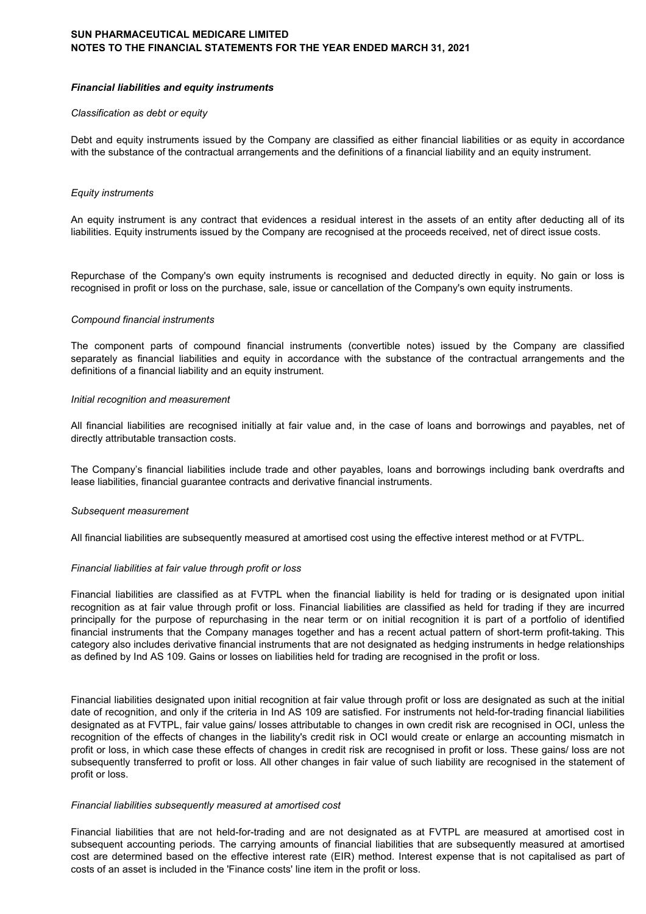### *Financial liabilities and equity instruments*

*Classification as debt or equity*

Debt and equity instruments issued by the Company are classified as either financial liabilities or as equity in accordance with the substance of the contractual arrangements and the definitions of a financial liability and an equity instrument.

*Equity instruments*

An equity instrument is any contract that evidences a residual interest in the assets of an entity after deducting all of its liabilities. Equity instruments issued by the Company are recognised at the proceeds received, net of direct issue costs.

Repurchase of the Company's own equity instruments is recognised and deducted directly in equity. No gain or loss is recognised in profit or loss on the purchase, sale, issue or cancellation of the Company's own equity instruments.

*Compound financial instruments*

The component parts of compound financial instruments (convertible notes) issued by the Company are classified separately as financial liabilities and equity in accordance with the substance of the contractual arrangements and the definitions of a financial liability and an equity instrument.

*Initial recognition and measurement*

All financial liabilities are recognised initially at fair value and, in the case of loans and borrowings and payables, net of directly attributable transaction costs.

The Company's financial liabilities include trade and other payables, loans and borrowings including bank overdrafts and lease liabilities, financial guarantee contracts and derivative financial instruments.

*Subsequent measurement*

All financial liabilities are subsequently measured at amortised cost using the effective interest method or at FVTPL.

*Financial liabilities at fair value through profit or loss*

Financial liabilities are classified as at FVTPL when the financial liability is held for trading or is designated upon initial recognition as at fair value through profit or loss. Financial liabilities are classified as held for trading if they are incurred principally for the purpose of repurchasing in the near term or on initial recognition it is part of a portfolio of identified financial instruments that the Company manages together and has a recent actual pattern of short-term profit-taking. This category also includes derivative financial instruments that are not designated as hedging instruments in hedge relationships as defined by Ind AS 109. Gains or losses on liabilities held for trading are recognised in the profit or loss.

Financial liabilities designated upon initial recognition at fair value through profit or loss are designated as such at the initial date of recognition, and only if the criteria in Ind AS 109 are satisfied. For instruments not held-for-trading financial liabilities designated as at FVTPL, fair value gains/ losses attributable to changes in own credit risk are recognised in OCI, unless the recognition of the effects of changes in the liability's credit risk in OCI would create or enlarge an accounting mismatch in profit or loss, in which case these effects of changes in credit risk are recognised in profit or loss. These gains/ loss are not subsequently transferred to profit or loss. All other changes in fair value of such liability are recognised in the statement of profit or loss.

*Financial liabilities subsequently measured at amortised cost*

Financial liabilities that are not held-for-trading and are not designated as at FVTPL are measured at amortised cost in subsequent accounting periods. The carrying amounts of financial liabilities that are subsequently measured at amortised cost are determined based on the effective interest rate (EIR) method. Interest expense that is not capitalised as part of costs of an asset is included in the 'Finance costs' line item in the profit or loss.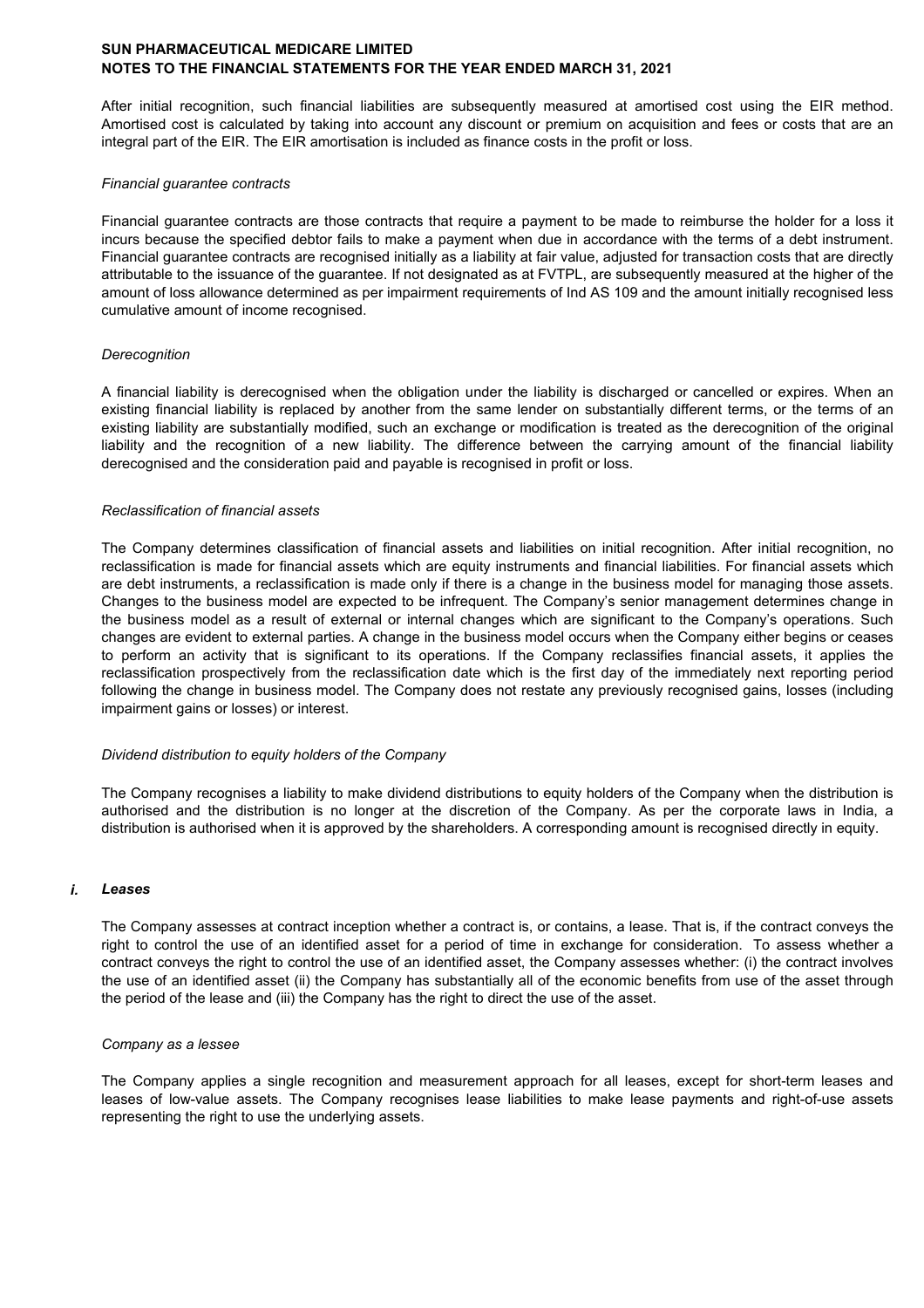After initial recognition, such financial liabilities are subsequently measured at amortised cost using the EIR method. Amortised cost is calculated by taking into account any discount or premium on acquisition and fees or costs that are an integral part of the EIR. The EIR amortisation is included as finance costs in the profit or loss.

*Financial guarantee contracts*

Financial guarantee contracts are those contracts that require a payment to be made to reimburse the holder for a loss it incurs because the specified debtor fails to make a payment when due in accordance with the terms of a debt instrument. Financial guarantee contracts are recognised initially as a liability at fair value, adjusted for transaction costs that are directly attributable to the issuance of the guarantee. If not designated as at FVTPL, are subsequently measured at the higher of the amount of loss allowance determined as per impairment requirements of Ind AS 109 and the amount initially recognised less cumulative amount of income recognised.

*Derecognition*

A financial liability is derecognised when the obligation under the liability is discharged or cancelled or expires. When an existing financial liability is replaced by another from the same lender on substantially different terms, or the terms of an existing liability are substantially modified, such an exchange or modification is treated as the derecognition of the original liability and the recognition of a new liability. The difference between the carrying amount of the financial liability derecognised and the consideration paid and payable is recognised in profit or loss.

*Reclassification of financial assets*

The Company determines classification of financial assets and liabilities on initial recognition. After initial recognition, no reclassification is made for financial assets which are equity instruments and financial liabilities. For financial assets which are debt instruments, a reclassification is made only if there is a change in the business model for managing those assets. Changes to the business model are expected to be infrequent. The Company's senior management determines change in the business model as a result of external or internal changes which are significant to the Company's operations. Such changes are evident to external parties. A change in the business model occurs when the Company either begins or ceases to perform an activity that is significant to its operations. If the Company reclassifies financial assets, it applies the reclassification prospectively from the reclassification date which is the first day of the immediately next reporting period following the change in business model. The Company does not restate any previously recognised gains, losses (including impairment gains or losses) or interest.

*Dividend distribution to equity holders of the Company*

The Company recognises a liability to make dividend distributions to equity holders of the Company when the distribution is authorised and the distribution is no longer at the discretion of the Company. As per the corporate laws in India, a distribution is authorised when it is approved by the shareholders. A corresponding amount is recognised directly in equity.

### *i.* ***Leases***

The Company assesses at contract inception whether a contract is, or contains, a lease. That is, if the contract conveys the right to control the use of an identified asset for a period of time in exchange for consideration. To assess whether a contract conveys the right to control the use of an identified asset, the Company assesses whether: (i) the contract involves the use of an identified asset (ii) the Company has substantially all of the economic benefits from use of the asset through the period of the lease and (iii) the Company has the right to direct the use of the asset.

*Company as a lessee*

The Company applies a single recognition and measurement approach for all leases, except for short-term leases and leases of low-value assets. The Company recognises lease liabilities to make lease payments and right-of-use assets representing the right to use the underlying assets.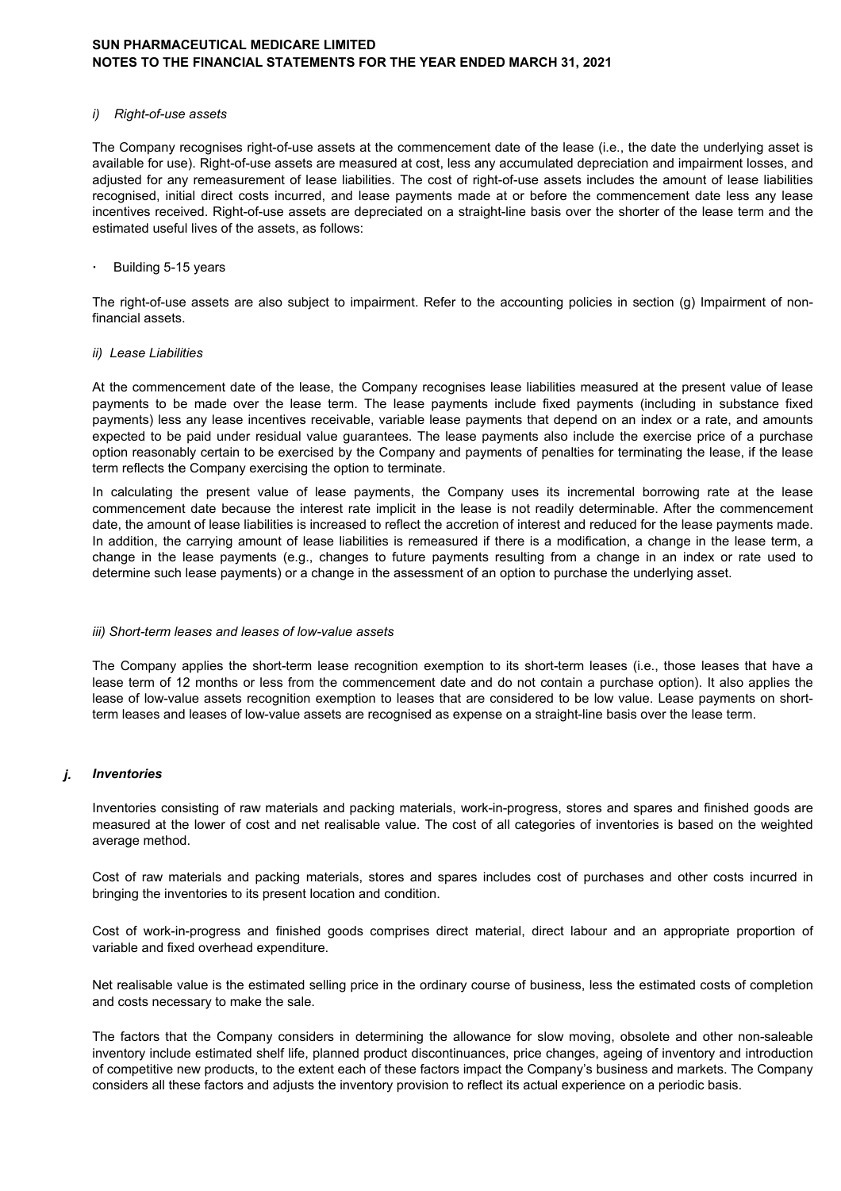*i) Right-of-use assets*

The Company recognises right-of-use assets at the commencement date of the lease (i.e., the date the underlying asset is available for use). Right-of-use assets are measured at cost, less any accumulated depreciation and impairment losses, and adjusted for any remeasurement of lease liabilities. The cost of right-of-use assets includes the amount of lease liabilities recognised, initial direct costs incurred, and lease payments made at or before the commencement date less any lease incentives received. Right-of-use assets are depreciated on a straight-line basis over the shorter of the lease term and the estimated useful lives of the assets, as follows:

- Building 5-15 years

The right-of-use assets are also subject to impairment. Refer to the accounting policies in section (g) Impairment of non-financial assets.

*ii) Lease Liabilities*

At the commencement date of the lease, the Company recognises lease liabilities measured at the present value of lease payments to be made over the lease term. The lease payments include fixed payments (including in substance fixed payments) less any lease incentives receivable, variable lease payments that depend on an index or a rate, and amounts expected to be paid under residual value guarantees. The lease payments also include the exercise price of a purchase option reasonably certain to be exercised by the Company and payments of penalties for terminating the lease, if the lease term reflects the Company exercising the option to terminate.

In calculating the present value of lease payments, the Company uses its incremental borrowing rate at the lease commencement date because the interest rate implicit in the lease is not readily determinable. After the commencement date, the amount of lease liabilities is increased to reflect the accretion of interest and reduced for the lease payments made. In addition, the carrying amount of lease liabilities is remeasured if there is a modification, a change in the lease term, a change in the lease payments (e.g., changes to future payments resulting from a change in an index or rate used to determine such lease payments) or a change in the assessment of an option to purchase the underlying asset.

*iii) Short-term leases and leases of low-value assets*

The Company applies the short-term lease recognition exemption to its short-term leases (i.e., those leases that have a lease term of 12 months or less from the commencement date and do not contain a purchase option). It also applies the lease of low-value assets recognition exemption to leases that are considered to be low value. Lease payments on short-term leases and leases of low-value assets are recognised as expense on a straight-line basis over the lease term.

***j. Inventories***

Inventories consisting of raw materials and packing materials, work-in-progress, stores and spares and finished goods are measured at the lower of cost and net realisable value. The cost of all categories of inventories is based on the weighted average method.

Cost of raw materials and packing materials, stores and spares includes cost of purchases and other costs incurred in bringing the inventories to its present location and condition.

Cost of work-in-progress and finished goods comprises direct material, direct labour and an appropriate proportion of variable and fixed overhead expenditure.

Net realisable value is the estimated selling price in the ordinary course of business, less the estimated costs of completion and costs necessary to make the sale.

The factors that the Company considers in determining the allowance for slow moving, obsolete and other non-saleable inventory include estimated shelf life, planned product discontinuances, price changes, ageing of inventory and introduction of competitive new products, to the extent each of these factors impact the Company's business and markets. The Company considers all these factors and adjusts the inventory provision to reflect its actual experience on a periodic basis.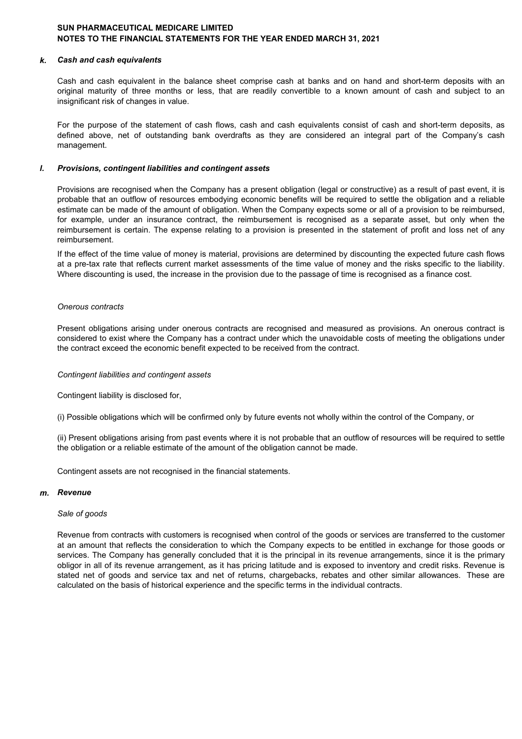### k. *Cash and cash equivalents*

Cash and cash equivalent in the balance sheet comprise cash at banks and on hand and short-term deposits with an original maturity of three months or less, that are readily convertible to a known amount of cash and subject to an insignificant risk of changes in value.

For the purpose of the statement of cash flows, cash and cash equivalents consist of cash and short-term deposits, as defined above, net of outstanding bank overdrafts as they are considered an integral part of the Company's cash management.

### l. *Provisions, contingent liabilities and contingent assets*

Provisions are recognised when the Company has a present obligation (legal or constructive) as a result of past event, it is probable that an outflow of resources embodying economic benefits will be required to settle the obligation and a reliable estimate can be made of the amount of obligation. When the Company expects some or all of a provision to be reimbursed, for example, under an insurance contract, the reimbursement is recognised as a separate asset, but only when the reimbursement is certain. The expense relating to a provision is presented in the statement of profit and loss net of any reimbursement.

If the effect of the time value of money is material, provisions are determined by discounting the expected future cash flows at a pre-tax rate that reflects current market assessments of the time value of money and the risks specific to the liability. Where discounting is used, the increase in the provision due to the passage of time is recognised as a finance cost.

*Onerous contracts*

Present obligations arising under onerous contracts are recognised and measured as provisions. An onerous contract is considered to exist where the Company has a contract under which the unavoidable costs of meeting the obligations under the contract exceed the economic benefit expected to be received from the contract.

*Contingent liabilities and contingent assets*

Contingent liability is disclosed for,

(i) Possible obligations which will be confirmed only by future events not wholly within the control of the Company, or

(ii) Present obligations arising from past events where it is not probable that an outflow of resources will be required to settle the obligation or a reliable estimate of the amount of the obligation cannot be made.

Contingent assets are not recognised in the financial statements.

### m. *Revenue*

*Sale of goods*

Revenue from contracts with customers is recognised when control of the goods or services are transferred to the customer at an amount that reflects the consideration to which the Company expects to be entitled in exchange for those goods or services. The Company has generally concluded that it is the principal in its revenue arrangements, since it is the primary obligor in all of its revenue arrangement, as it has pricing latitude and is exposed to inventory and credit risks. Revenue is stated net of goods and service tax and net of returns, chargebacks, rebates and other similar allowances. These are calculated on the basis of historical experience and the specific terms in the individual contracts.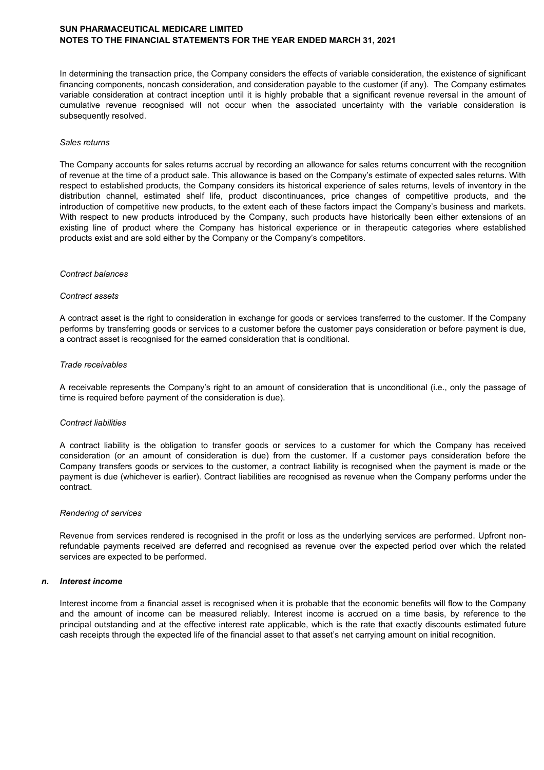In determining the transaction price, the Company considers the effects of variable consideration, the existence of significant financing components, noncash consideration, and consideration payable to the customer (if any). The Company estimates variable consideration at contract inception until it is highly probable that a significant revenue reversal in the amount of cumulative revenue recognised will not occur when the associated uncertainty with the variable consideration is subsequently resolved.

*Sales returns*

The Company accounts for sales returns accrual by recording an allowance for sales returns concurrent with the recognition of revenue at the time of a product sale. This allowance is based on the Company's estimate of expected sales returns. With respect to established products, the Company considers its historical experience of sales returns, levels of inventory in the distribution channel, estimated shelf life, product discontinuances, price changes of competitive products, and the introduction of competitive new products, to the extent each of these factors impact the Company's business and markets. With respect to new products introduced by the Company, such products have historically been either extensions of an existing line of product where the Company has historical experience or in therapeutic categories where established products exist and are sold either by the Company or the Company's competitors.

*Contract balances*

*Contract assets*

A contract asset is the right to consideration in exchange for goods or services transferred to the customer. If the Company performs by transferring goods or services to a customer before the customer pays consideration or before payment is due, a contract asset is recognised for the earned consideration that is conditional.

*Trade receivables*

A receivable represents the Company's right to an amount of consideration that is unconditional (i.e., only the passage of time is required before payment of the consideration is due).

*Contract liabilities*

A contract liability is the obligation to transfer goods or services to a customer for which the Company has received consideration (or an amount of consideration is due) from the customer. If a customer pays consideration before the Company transfers goods or services to the customer, a contract liability is recognised when the payment is made or the payment is due (whichever is earlier). Contract liabilities are recognised as revenue when the Company performs under the contract.

*Rendering of services*

Revenue from services rendered is recognised in the profit or loss as the underlying services are performed. Upfront non-refundable payments received are deferred and recognised as revenue over the expected period over which the related services are expected to be performed.

***n. Interest income***

Interest income from a financial asset is recognised when it is probable that the economic benefits will flow to the Company and the amount of income can be measured reliably. Interest income is accrued on a time basis, by reference to the principal outstanding and at the effective interest rate applicable, which is the rate that exactly discounts estimated future cash receipts through the expected life of the financial asset to that asset's net carrying amount on initial recognition.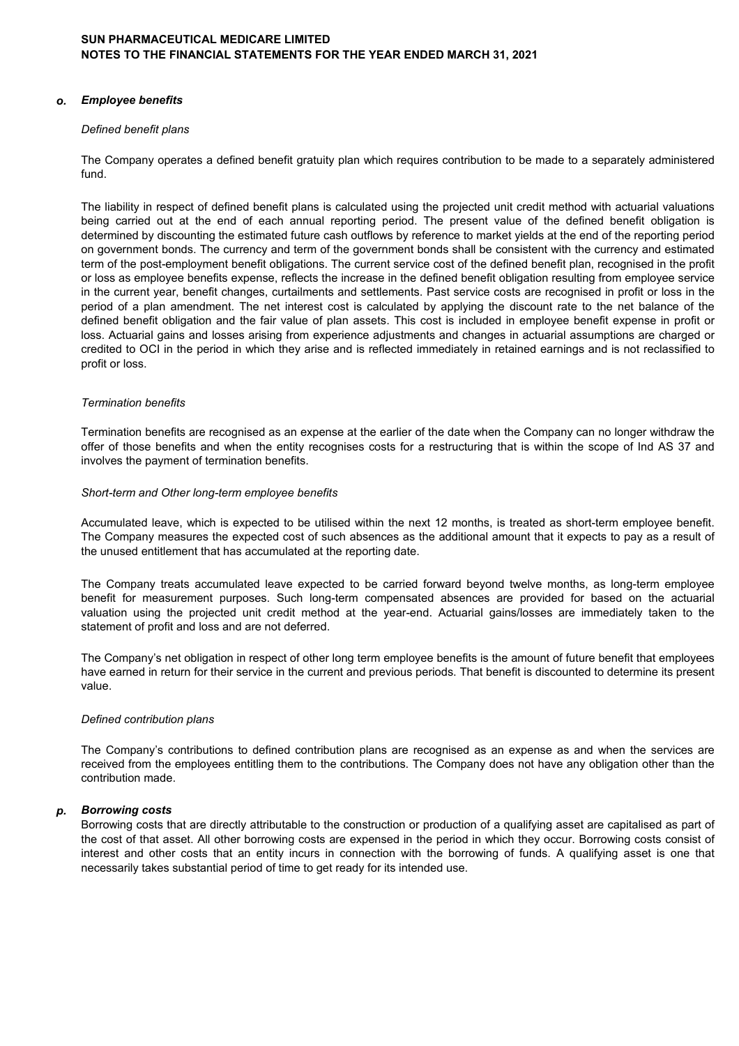### o. *Employee benefits*

*Defined benefit plans*

The Company operates a defined benefit gratuity plan which requires contribution to be made to a separately administered fund.

The liability in respect of defined benefit plans is calculated using the projected unit credit method with actuarial valuations being carried out at the end of each annual reporting period. The present value of the defined benefit obligation is determined by discounting the estimated future cash outflows by reference to market yields at the end of the reporting period on government bonds. The currency and term of the government bonds shall be consistent with the currency and estimated term of the post-employment benefit obligations. The current service cost of the defined benefit plan, recognised in the profit or loss as employee benefits expense, reflects the increase in the defined benefit obligation resulting from employee service in the current year, benefit changes, curtailments and settlements. Past service costs are recognised in profit or loss in the period of a plan amendment. The net interest cost is calculated by applying the discount rate to the net balance of the defined benefit obligation and the fair value of plan assets. This cost is included in employee benefit expense in profit or loss. Actuarial gains and losses arising from experience adjustments and changes in actuarial assumptions are charged or credited to OCI in the period in which they arise and is reflected immediately in retained earnings and is not reclassified to profit or loss.

*Termination benefits*

Termination benefits are recognised as an expense at the earlier of the date when the Company can no longer withdraw the offer of those benefits and when the entity recognises costs for a restructuring that is within the scope of Ind AS 37 and involves the payment of termination benefits.

*Short-term and Other long-term employee benefits*

Accumulated leave, which is expected to be utilised within the next 12 months, is treated as short-term employee benefit. The Company measures the expected cost of such absences as the additional amount that it expects to pay as a result of the unused entitlement that has accumulated at the reporting date.

The Company treats accumulated leave expected to be carried forward beyond twelve months, as long-term employee benefit for measurement purposes. Such long-term compensated absences are provided for based on the actuarial valuation using the projected unit credit method at the year-end. Actuarial gains/losses are immediately taken to the statement of profit and loss and are not deferred.

The Company's net obligation in respect of other long term employee benefits is the amount of future benefit that employees have earned in return for their service in the current and previous periods. That benefit is discounted to determine its present value.

*Defined contribution plans*

The Company's contributions to defined contribution plans are recognised as an expense as and when the services are received from the employees entitling them to the contributions. The Company does not have any obligation other than the contribution made.

### p. *Borrowing costs*

Borrowing costs that are directly attributable to the construction or production of a qualifying asset are capitalised as part of the cost of that asset. All other borrowing costs are expensed in the period in which they occur. Borrowing costs consist of interest and other costs that an entity incurs in connection with the borrowing of funds. A qualifying asset is one that necessarily takes substantial period of time to get ready for its intended use.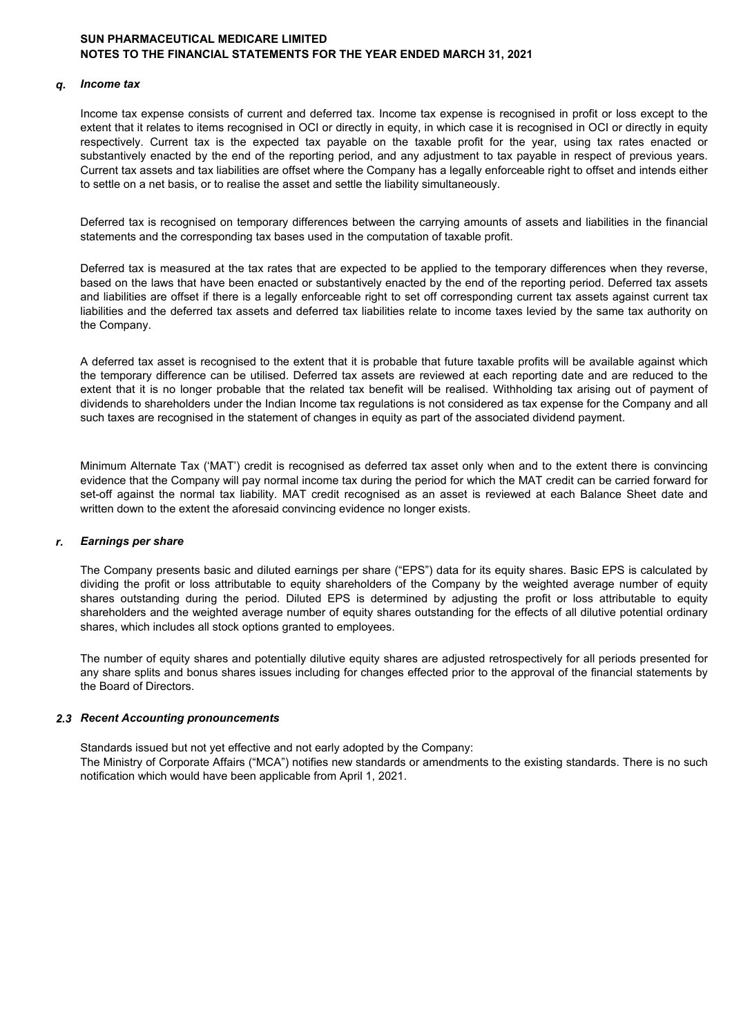### q. *Income tax*

Income tax expense consists of current and deferred tax. Income tax expense is recognised in profit or loss except to the extent that it relates to items recognised in OCI or directly in equity, in which case it is recognised in OCI or directly in equity respectively. Current tax is the expected tax payable on the taxable profit for the year, using tax rates enacted or substantively enacted by the end of the reporting period, and any adjustment to tax payable in respect of previous years. Current tax assets and tax liabilities are offset where the Company has a legally enforceable right to offset and intends either to settle on a net basis, or to realise the asset and settle the liability simultaneously.

Deferred tax is recognised on temporary differences between the carrying amounts of assets and liabilities in the financial statements and the corresponding tax bases used in the computation of taxable profit.

Deferred tax is measured at the tax rates that are expected to be applied to the temporary differences when they reverse, based on the laws that have been enacted or substantively enacted by the end of the reporting period. Deferred tax assets and liabilities are offset if there is a legally enforceable right to set off corresponding current tax assets against current tax liabilities and the deferred tax assets and deferred tax liabilities relate to income taxes levied by the same tax authority on the Company.

A deferred tax asset is recognised to the extent that it is probable that future taxable profits will be available against which the temporary difference can be utilised. Deferred tax assets are reviewed at each reporting date and are reduced to the extent that it is no longer probable that the related tax benefit will be realised. Withholding tax arising out of payment of dividends to shareholders under the Indian Income tax regulations is not considered as tax expense for the Company and all such taxes are recognised in the statement of changes in equity as part of the associated dividend payment.

Minimum Alternate Tax ('MAT') credit is recognised as deferred tax asset only when and to the extent there is convincing evidence that the Company will pay normal income tax during the period for which the MAT credit can be carried forward for set-off against the normal tax liability. MAT credit recognised as an asset is reviewed at each Balance Sheet date and written down to the extent the aforesaid convincing evidence no longer exists.

### r. *Earnings per share*

The Company presents basic and diluted earnings per share ("EPS") data for its equity shares. Basic EPS is calculated by dividing the profit or loss attributable to equity shareholders of the Company by the weighted average number of equity shares outstanding during the period. Diluted EPS is determined by adjusting the profit or loss attributable to equity shareholders and the weighted average number of equity shares outstanding for the effects of all dilutive potential ordinary shares, which includes all stock options granted to employees.

The number of equity shares and potentially dilutive equity shares are adjusted retrospectively for all periods presented for any share splits and bonus shares issues including for changes effected prior to the approval of the financial statements by the Board of Directors.

## 2.3 *Recent Accounting pronouncements*

Standards issued but not yet effective and not early adopted by the Company:
The Ministry of Corporate Affairs ("MCA") notifies new standards or amendments to the existing standards. There is no such notification which would have been applicable from April 1, 2021.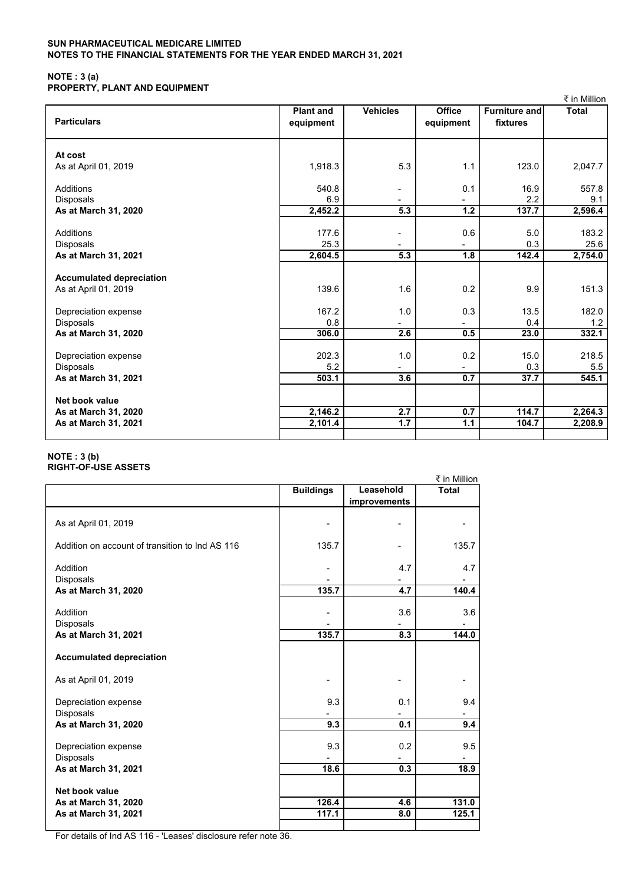**SUN PHARMACEUTICAL MEDICARE LIMITED**
**NOTES TO THE FINANCIAL STATEMENTS FOR THE YEAR ENDED MARCH 31, 2021**

**NOTE : 3 (a)**
**PROPERTY, PLANT AND EQUIPMENT**

₹ in Million

| Particulars | Plant and equipment | Vehicles | Office equipment | Furniture and fixtures | Total |
|---|---|---|---|---|---|
| **At cost** | | | | | |
| As at April 01, 2019 | 1,918.3 | 5.3 | 1.1 | 123.0 | 2,047.7 |
| Additions | 540.8 | - | 0.1 | 16.9 | 557.8 |
| Disposals | 6.9 | - | - | 2.2 | 9.1 |
| **As at March 31, 2020** | **2,452.2** | **5.3** | **1.2** | **137.7** | **2,596.4** |
| Additions | 177.6 | - | 0.6 | 5.0 | 183.2 |
| Disposals | 25.3 | - | - | 0.3 | 25.6 |
| **As at March 31, 2021** | **2,604.5** | **5.3** | **1.8** | **142.4** | **2,754.0** |
| **Accumulated depreciation** | | | | | |
| As at April 01, 2019 | 139.6 | 1.6 | 0.2 | 9.9 | 151.3 |
| Depreciation expense | 167.2 | 1.0 | 0.3 | 13.5 | 182.0 |
| Disposals | 0.8 | - | - | 0.4 | 1.2 |
| **As at March 31, 2020** | **306.0** | **2.6** | **0.5** | **23.0** | **332.1** |
| Depreciation expense | 202.3 | 1.0 | 0.2 | 15.0 | 218.5 |
| Disposals | 5.2 | - | - | 0.3 | 5.5 |
| **As at March 31, 2021** | **503.1** | **3.6** | **0.7** | **37.7** | **545.1** |
| **Net book value** | | | | | |
| **As at March 31, 2020** | **2,146.2** | **2.7** | **0.7** | **114.7** | **2,264.3** |
| **As at March 31, 2021** | **2,101.4** | **1.7** | **1.1** | **104.7** | **2,208.9** |

**NOTE : 3 (b)**
**RIGHT-OF-USE ASSETS**

₹ in Million

| | Buildings | Leasehold improvements | Total |
|---|---|---|---|
| As at April 01, 2019 | - | - | - |
| Addition on account of transition to Ind AS 116 | 135.7 | - | 135.7 |
| Addition | - | 4.7 | 4.7 |
| Disposals | - | - | - |
| **As at March 31, 2020** | **135.7** | **4.7** | **140.4** |
| Addition | - | 3.6 | 3.6 |
| Disposals | - | - | - |
| **As at March 31, 2021** | **135.7** | **8.3** | **144.0** |
| **Accumulated depreciation** | | | |
| As at April 01, 2019 | - | - | - |
| Depreciation expense | 9.3 | 0.1 | 9.4 |
| Disposals | - | - | - |
| **As at March 31, 2020** | **9.3** | **0.1** | **9.4** |
| Depreciation expense | 9.3 | 0.2 | 9.5 |
| Disposals | - | - | - |
| **As at March 31, 2021** | **18.6** | **0.3** | **18.9** |
| **Net book value** | | | |
| **As at March 31, 2020** | **126.4** | **4.6** | **131.0** |
| **As at March 31, 2021** | **117.1** | **8.0** | **125.1** |

For details of Ind AS 116 - 'Leases' disclosure refer note 36.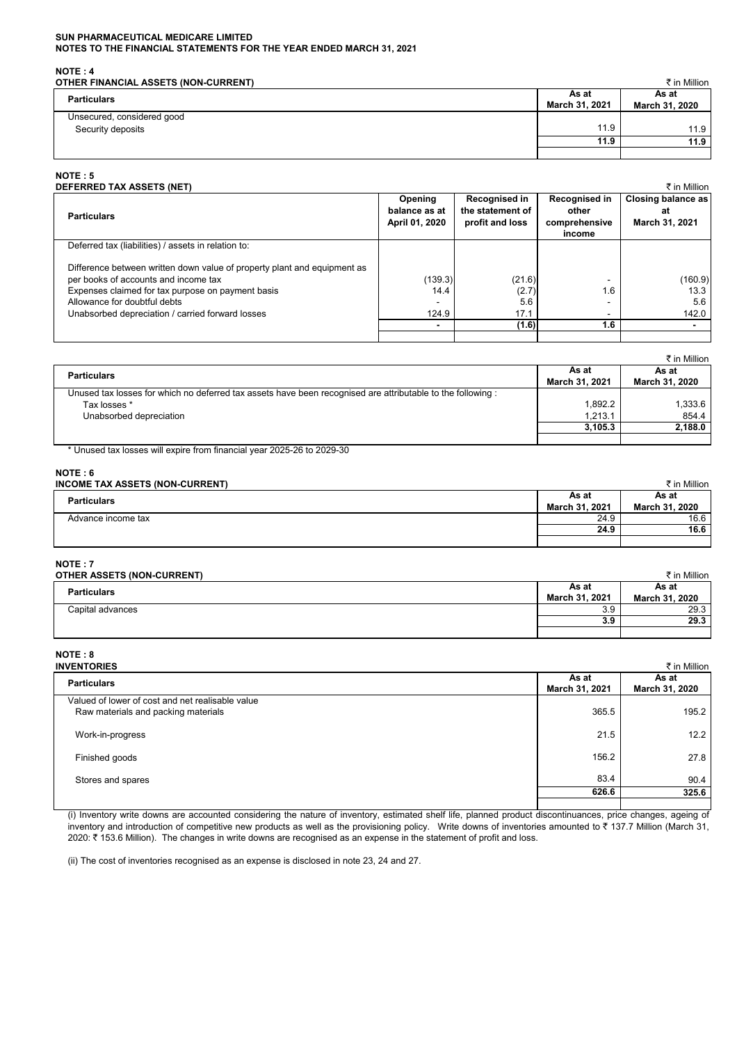**SUN PHARMACEUTICAL MEDICARE LIMITED**
**NOTES TO THE FINANCIAL STATEMENTS FOR THE YEAR ENDED MARCH 31, 2021**

**NOTE : 4**
**OTHER FINANCIAL ASSETS (NON-CURRENT)**

₹ in Million

| Particulars | As at March 31, 2021 | As at March 31, 2020 |
|---|---|---|
| Unsecured, considered good | | |
| Security deposits | 11.9 | 11.9 |
| | **11.9** | **11.9** |

**NOTE : 5**
**DEFERRED TAX ASSETS (NET)**

₹ in Million

| Particulars | Opening balance as at April 01, 2020 | Recognised in the statement of profit and loss | Recognised in other comprehensive income | Closing balance as at March 31, 2021 |
|---|---|---|---|---|
| Deferred tax (liabilities) / assets in relation to: | | | | |
| Difference between written down value of property plant and equipment as per books of accounts and income tax | (139.3) | (21.6) | - | (160.9) |
| Expenses claimed for tax purpose on payment basis | 14.4 | (2.7) | 1.6 | 13.3 |
| Allowance for doubtful debts | - | 5.6 | - | 5.6 |
| Unabsorbed depreciation / carried forward losses | 124.9 | 17.1 | - | 142.0 |
| | **-** | **(1.6)** | **1.6** | **-** |

₹ in Million

| Particulars | As at March 31, 2021 | As at March 31, 2020 |
|---|---|---|
| Unused tax losses for which no deferred tax assets have been recognised are attributable to the following : | | |
| Tax losses * | 1,892.2 | 1,333.6 |
| Unabsorbed depreciation | 1,213.1 | 854.4 |
| | **3,105.3** | **2,188.0** |

\* Unused tax losses will expire from financial year 2025-26 to 2029-30

**NOTE : 6**
**INCOME TAX ASSETS (NON-CURRENT)**

₹ in Million

| Particulars | As at March 31, 2021 | As at March 31, 2020 |
|---|---|---|
| Advance income tax | 24.9 | 16.6 |
| | **24.9** | **16.6** |

**NOTE : 7**
**OTHER ASSETS (NON-CURRENT)**

₹ in Million

| Particulars | As at March 31, 2021 | As at March 31, 2020 |
|---|---|---|
| Capital advances | 3.9 | 29.3 |
| | **3.9** | **29.3** |

**NOTE : 8**
**INVENTORIES**

₹ in Million

| Particulars | As at March 31, 2021 | As at March 31, 2020 |
|---|---|---|
| Valued of lower of cost and net realisable value | | |
| Raw materials and packing materials | 365.5 | 195.2 |
| Work-in-progress | 21.5 | 12.2 |
| Finished goods | 156.2 | 27.8 |
| Stores and spares | 83.4 | 90.4 |
| | **626.6** | **325.6** |

(i) Inventory write downs are accounted considering the nature of inventory, estimated shelf life, planned product discontinuances, price changes, ageing of inventory and introduction of competitive new products as well as the provisioning policy. Write downs of inventories amounted to ₹ 137.7 Million (March 31, 2020: ₹ 153.6 Million). The changes in write downs are recognised as an expense in the statement of profit and loss.

(ii) The cost of inventories recognised as an expense is disclosed in note 23, 24 and 27.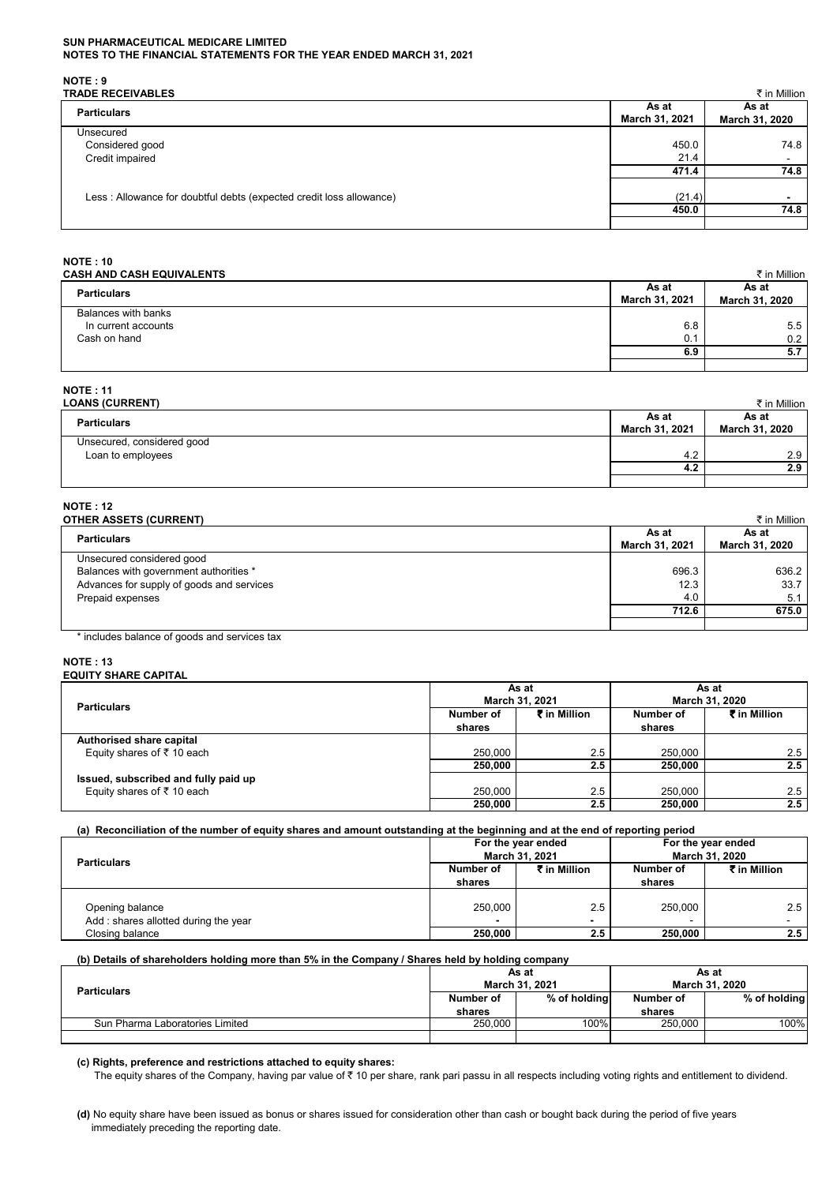**SUN PHARMACEUTICAL MEDICARE LIMITED**
**NOTES TO THE FINANCIAL STATEMENTS FOR THE YEAR ENDED MARCH 31, 2021**

## NOTE : 9
### TRADE RECEIVABLES

₹ in Million

| Particulars | As at March 31, 2021 | As at March 31, 2020 |
|---|---|---|
| Unsecured | | |
| Considered good | 450.0 | 74.8 |
| Credit impaired | 21.4 | - |
| | **471.4** | **74.8** |
| Less : Allowance for doubtful debts (expected credit loss allowance) | (21.4) | - |
| | **450.0** | **74.8** |

## NOTE : 10
### CASH AND CASH EQUIVALENTS

₹ in Million

| Particulars | As at March 31, 2021 | As at March 31, 2020 |
|---|---|---|
| Balances with banks | | |
| In current accounts | 6.8 | 5.5 |
| Cash on hand | 0.1 | 0.2 |
| | **6.9** | **5.7** |

## NOTE : 11
### LOANS (CURRENT)

₹ in Million

| Particulars | As at March 31, 2021 | As at March 31, 2020 |
|---|---|---|
| Unsecured, considered good | | |
| Loan to employees | 4.2 | 2.9 |
| | **4.2** | **2.9** |

## NOTE : 12
### OTHER ASSETS (CURRENT)

₹ in Million

| Particulars | As at March 31, 2021 | As at March 31, 2020 |
|---|---|---|
| Unsecured considered good | | |
| Balances with government authorities * | 696.3 | 636.2 |
| Advances for supply of goods and services | 12.3 | 33.7 |
| Prepaid expenses | 4.0 | 5.1 |
| | **712.6** | **675.0** |

\* includes balance of goods and services tax

## NOTE : 13
### EQUITY SHARE CAPITAL

| Particulars | As at March 31, 2021 | | As at March 31, 2020 | |
|---|---|---|---|---|
| | Number of shares | ₹ in Million | Number of shares | ₹ in Million |
| **Authorised share capital** | | | | |
| Equity shares of ₹ 10 each | 250,000 | 2.5 | 250,000 | 2.5 |
| | **250,000** | **2.5** | **250,000** | **2.5** |
| **Issued, subscribed and fully paid up** | | | | |
| Equity shares of ₹ 10 each | 250,000 | 2.5 | 250,000 | 2.5 |
| | **250,000** | **2.5** | **250,000** | **2.5** |

**(a) Reconciliation of the number of equity shares and amount outstanding at the beginning and at the end of reporting period**

| Particulars | For the year ended March 31, 2021 | | For the year ended March 31, 2020 | |
|---|---|---|---|---|
| | Number of shares | ₹ in Million | Number of shares | ₹ in Million |
| Opening balance | 250,000 | 2.5 | 250,000 | 2.5 |
| Add : shares allotted during the year | - | - | - | - |
| Closing balance | **250,000** | **2.5** | **250,000** | **2.5** |

**(b) Details of shareholders holding more than 5% in the Company / Shares held by holding company**

| Particulars | As at March 31, 2021 | | As at March 31, 2020 | |
|---|---|---|---|---|
| | Number of shares | % of holding | Number of shares | % of holding |
| Sun Pharma Laboratories Limited | 250,000 | 100% | 250,000 | 100% |

**(c) Rights, preference and restrictions attached to equity shares:**

The equity shares of the Company, having par value of ₹ 10 per share, rank pari passu in all respects including voting rights and entitlement to dividend.

**(d)** No equity share have been issued as bonus or shares issued for consideration other than cash or bought back during the period of five years immediately preceding the reporting date.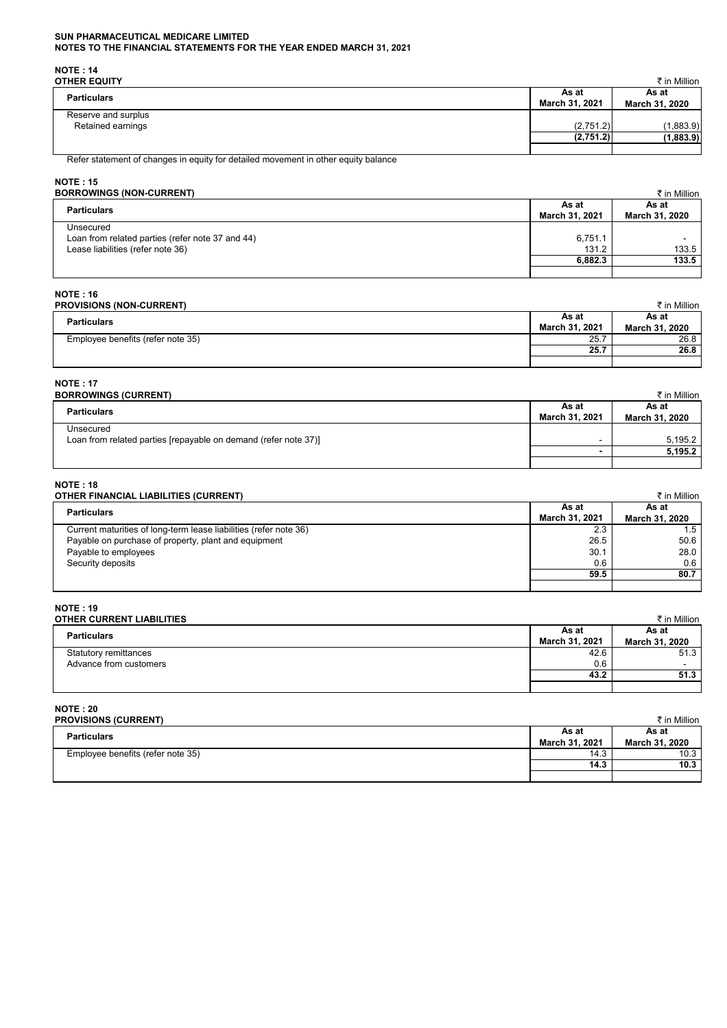**SUN PHARMACEUTICAL MEDICARE LIMITED**
**NOTES TO THE FINANCIAL STATEMENTS FOR THE YEAR ENDED MARCH 31, 2021**

**NOTE : 14**
**OTHER EQUITY**

₹ in Million

| Particulars | As at March 31, 2021 | As at March 31, 2020 |
|---|---|---|
| Reserve and surplus | | |
| Retained earnings | (2,751.2) | (1,883.9) |
| | **(2,751.2)** | **(1,883.9)** |

Refer statement of changes in equity for detailed movement in other equity balance

**NOTE : 15**
**BORROWINGS (NON-CURRENT)**

₹ in Million

| Particulars | As at March 31, 2021 | As at March 31, 2020 |
|---|---|---|
| Unsecured | | |
| Loan from related parties (refer note 37 and 44) | 6,751.1 | - |
| Lease liabilities (refer note 36) | 131.2 | 133.5 |
| | **6,882.3** | **133.5** |

**NOTE : 16**
**PROVISIONS (NON-CURRENT)**

₹ in Million

| Particulars | As at March 31, 2021 | As at March 31, 2020 |
|---|---|---|
| Employee benefits (refer note 35) | 25.7 | 26.8 |
| | **25.7** | **26.8** |

**NOTE : 17**
**BORROWINGS (CURRENT)**

₹ in Million

| Particulars | As at March 31, 2021 | As at March 31, 2020 |
|---|---|---|
| Unsecured | | |
| Loan from related parties [repayable on demand (refer note 37)] | - | 5,195.2 |
| | **-** | **5,195.2** |

**NOTE : 18**
**OTHER FINANCIAL LIABILITIES (CURRENT)**

₹ in Million

| Particulars | As at March 31, 2021 | As at March 31, 2020 |
|---|---|---|
| Current maturities of long-term lease liabilities (refer note 36) | 2.3 | 1.5 |
| Payable on purchase of property, plant and equipment | 26.5 | 50.6 |
| Payable to employees | 30.1 | 28.0 |
| Security deposits | 0.6 | 0.6 |
| | **59.5** | **80.7** |

**NOTE : 19**
**OTHER CURRENT LIABILITIES**

₹ in Million

| Particulars | As at March 31, 2021 | As at March 31, 2020 |
|---|---|---|
| Statutory remittances | 42.6 | 51.3 |
| Advance from customers | 0.6 | - |
| | **43.2** | **51.3** |

**NOTE : 20**
**PROVISIONS (CURRENT)**

₹ in Million

| Particulars | As at March 31, 2021 | As at March 31, 2020 |
|---|---|---|
| Employee benefits (refer note 35) | 14.3 | 10.3 |
| | **14.3** | **10.3** |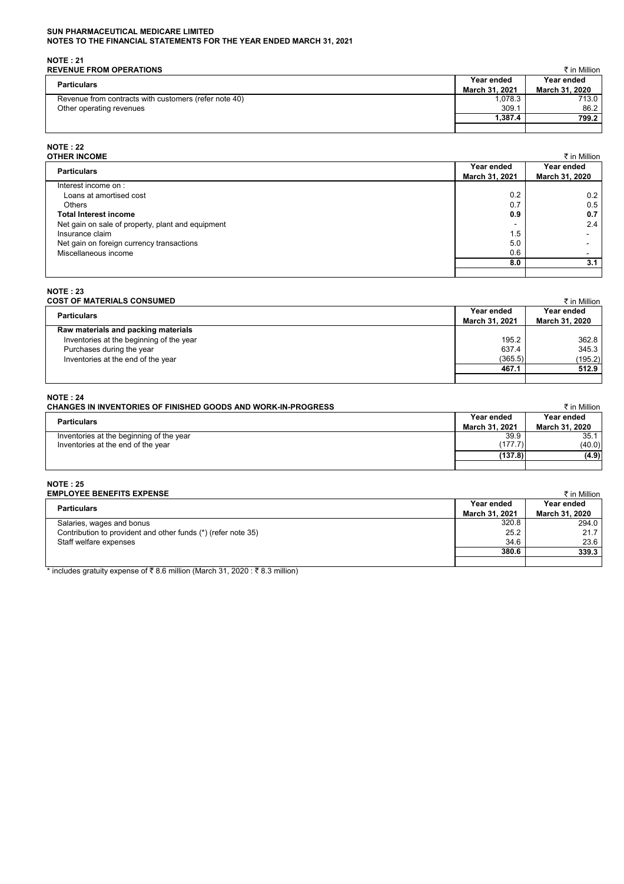**SUN PHARMACEUTICAL MEDICARE LIMITED**
**NOTES TO THE FINANCIAL STATEMENTS FOR THE YEAR ENDED MARCH 31, 2021**

**NOTE : 21**
**REVENUE FROM OPERATIONS**

₹ in Million

| Particulars | Year ended March 31, 2021 | Year ended March 31, 2020 |
|---|---|---|
| Revenue from contracts with customers (refer note 40) | 1,078.3 | 713.0 |
| Other operating revenues | 309.1 | 86.2 |
| | **1,387.4** | **799.2** |

**NOTE : 22**
**OTHER INCOME**

₹ in Million

| Particulars | Year ended March 31, 2021 | Year ended March 31, 2020 |
|---|---|---|
| Interest income on : | | |
| Loans at amortised cost | 0.2 | 0.2 |
| Others | 0.7 | 0.5 |
| **Total Interest income** | **0.9** | **0.7** |
| Net gain on sale of property, plant and equipment | - | 2.4 |
| Insurance claim | 1.5 | - |
| Net gain on foreign currency transactions | 5.0 | - |
| Miscellaneous income | 0.6 | - |
| | **8.0** | **3.1** |

**NOTE : 23**
**COST OF MATERIALS CONSUMED**

₹ in Million

| Particulars | Year ended March 31, 2021 | Year ended March 31, 2020 |
|---|---|---|
| **Raw materials and packing materials** | | |
| Inventories at the beginning of the year | 195.2 | 362.8 |
| Purchases during the year | 637.4 | 345.3 |
| Inventories at the end of the year | (365.5) | (195.2) |
| | **467.1** | **512.9** |

**NOTE : 24**
**CHANGES IN INVENTORIES OF FINISHED GOODS AND WORK-IN-PROGRESS**

₹ in Million

| Particulars | Year ended March 31, 2021 | Year ended March 31, 2020 |
|---|---|---|
| Inventories at the beginning of the year | 39.9 | 35.1 |
| Inventories at the end of the year | (177.7) | (40.0) |
| | **(137.8)** | **(4.9)** |

**NOTE : 25**
**EMPLOYEE BENEFITS EXPENSE**

₹ in Million

| Particulars | Year ended March 31, 2021 | Year ended March 31, 2020 |
|---|---|---|
| Salaries, wages and bonus | 320.8 | 294.0 |
| Contribution to provident and other funds (*) (refer note 35) | 25.2 | 21.7 |
| Staff welfare expenses | 34.6 | 23.6 |
| | **380.6** | **339.3** |

\* includes gratuity expense of ₹ 8.6 million (March 31, 2020 : ₹ 8.3 million)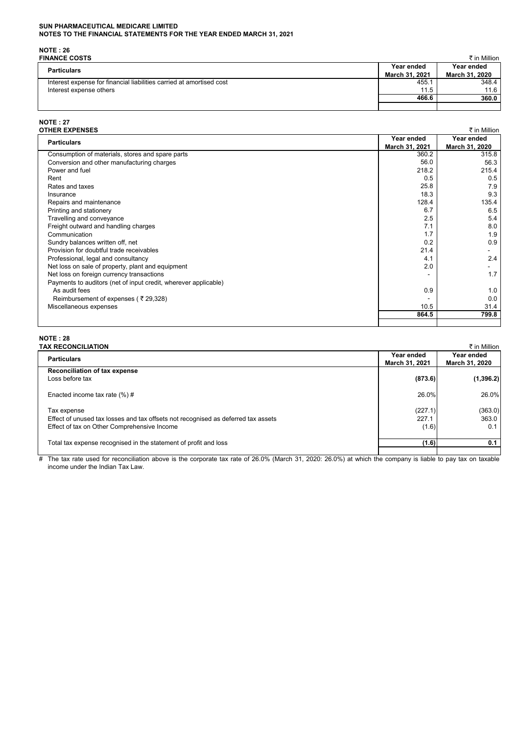**SUN PHARMACEUTICAL MEDICARE LIMITED**
**NOTES TO THE FINANCIAL STATEMENTS FOR THE YEAR ENDED MARCH 31, 2021**

## NOTE : 26
### FINANCE COSTS

₹ in Million

| Particulars | Year ended March 31, 2021 | Year ended March 31, 2020 |
|---|---|---|
| Interest expense for financial liabilities carried at amortised cost | 455.1 | 348.4 |
| Interest expense others | 11.5 | 11.6 |
| | **466.6** | **360.0** |

## NOTE : 27
### OTHER EXPENSES

₹ in Million

| Particulars | Year ended March 31, 2021 | Year ended March 31, 2020 |
|---|---|---|
| Consumption of materials, stores and spare parts | 360.2 | 315.8 |
| Conversion and other manufacturing charges | 56.0 | 56.3 |
| Power and fuel | 218.2 | 215.4 |
| Rent | 0.5 | 0.5 |
| Rates and taxes | 25.8 | 7.9 |
| Insurance | 18.3 | 9.3 |
| Repairs and maintenance | 128.4 | 135.4 |
| Printing and stationery | 6.7 | 6.5 |
| Travelling and conveyance | 2.5 | 5.4 |
| Freight outward and handling charges | 7.1 | 8.0 |
| Communication | 1.7 | 1.9 |
| Sundry balances written off, net | 0.2 | 0.9 |
| Provision for doubtful trade receivables | 21.4 | - |
| Professional, legal and consultancy | 4.1 | 2.4 |
| Net loss on sale of property, plant and equipment | 2.0 | - |
| Net loss on foreign currency transactions | - | 1.7 |
| Payments to auditors (net of input credit, wherever applicable) | | |
| As audit fees | 0.9 | 1.0 |
| Reimbursement of expenses ( ₹ 29,328) | - | 0.0 |
| Miscellaneous expenses | 10.5 | 31.4 |
| | **864.5** | **799.8** |

## NOTE : 28
### TAX RECONCILIATION

₹ in Million

| Particulars | Year ended March 31, 2021 | Year ended March 31, 2020 |
|---|---|---|
| **Reconciliation of tax expense** | | |
| Loss before tax | **(873.6)** | **(1,396.2)** |
| Enacted income tax rate (%) # | 26.0% | 26.0% |
| Tax expense | (227.1) | (363.0) |
| Effect of unused tax losses and tax offsets not recognised as deferred tax assets | 227.1 | 363.0 |
| Effect of tax on Other Comprehensive Income | (1.6) | 0.1 |
| Total tax expense recognised in the statement of profit and loss | **(1.6)** | **0.1** |

# The tax rate used for reconciliation above is the corporate tax rate of 26.0% (March 31, 2020: 26.0%) at which the company is liable to pay tax on taxable income under the Indian Tax Law.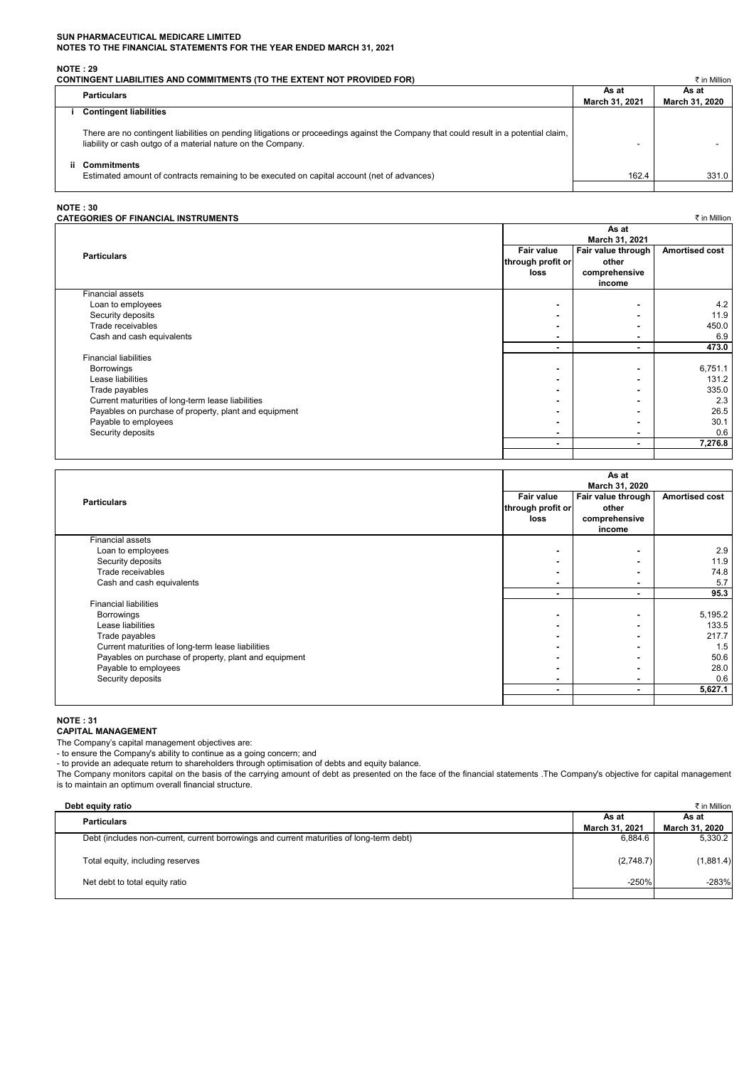**SUN PHARMACEUTICAL MEDICARE LIMITED**
**NOTES TO THE FINANCIAL STATEMENTS FOR THE YEAR ENDED MARCH 31, 2021**

## NOTE : 29

### CONTINGENT LIABILITIES AND COMMITMENTS (TO THE EXTENT NOT PROVIDED FOR)

₹ in Million

| | Particulars | As at March 31, 2021 | As at March 31, 2020 |
|---|---|---|---|
| i | **Contingent liabilities** | | |
| | There are no contingent liabilities on pending litigations or proceedings against the Company that could result in a potential claim, liability or cash outgo of a material nature on the Company. | - | - |
| ii | **Commitments** | | |
| | Estimated amount of contracts remaining to be executed on capital account (net of advances) | 162.4 | 331.0 |

## NOTE : 30

### CATEGORIES OF FINANCIAL INSTRUMENTS

₹ in Million

| Particulars | As at March 31, 2021 | | |
|---|---|---|---|
| | Fair value through profit or loss | Fair value through other comprehensive income | Amortised cost |
| Financial assets | | | |
| Loan to employees | - | - | 4.2 |
| Security deposits | - | - | 11.9 |
| Trade receivables | - | - | 450.0 |
| Cash and cash equivalents | - | - | 6.9 |
| | - | - | **473.0** |
| Financial liabilities | | | |
| Borrowings | - | - | 6,751.1 |
| Lease liabilities | - | - | 131.2 |
| Trade payables | - | - | 335.0 |
| Current maturities of long-term lease liabilities | - | - | 2.3 |
| Payables on purchase of property, plant and equipment | - | - | 26.5 |
| Payable to employees | - | - | 30.1 |
| Security deposits | - | - | 0.6 |
| | - | - | **7,276.8** |

| Particulars | As at March 31, 2020 | | |
|---|---|---|---|
| | Fair value through profit or loss | Fair value through other comprehensive income | Amortised cost |
| Financial assets | | | |
| Loan to employees | - | - | 2.9 |
| Security deposits | - | - | 11.9 |
| Trade receivables | - | - | 74.8 |
| Cash and cash equivalents | - | - | 5.7 |
| | - | - | **95.3** |
| Financial liabilities | | | |
| Borrowings | - | - | 5,195.2 |
| Lease liabilities | - | - | 133.5 |
| Trade payables | - | - | 217.7 |
| Current maturities of long-term lease liabilities | - | - | 1.5 |
| Payables on purchase of property, plant and equipment | - | - | 50.6 |
| Payable to employees | - | - | 28.0 |
| Security deposits | - | - | 0.6 |
| | - | - | **5,627.1** |

## NOTE : 31

### CAPITAL MANAGEMENT

The Company's capital management objectives are:
- to ensure the Company's ability to continue as a going concern; and
- to provide an adequate return to shareholders through optimisation of debts and equity balance.

The Company monitors capital on the basis of the carrying amount of debt as presented on the face of the financial statements .The Company's objective for capital management is to maintain an optimum overall financial structure.

**Debt equity ratio**

₹ in Million

| Particulars | As at March 31, 2021 | As at March 31, 2020 |
|---|---|---|
| Debt (includes non-current, current borrowings and current maturities of long-term debt) | 6,884.6 | 5,330.2 |
| Total equity, including reserves | (2,748.7) | (1,881.4) |
| Net debt to total equity ratio | -250% | -283% |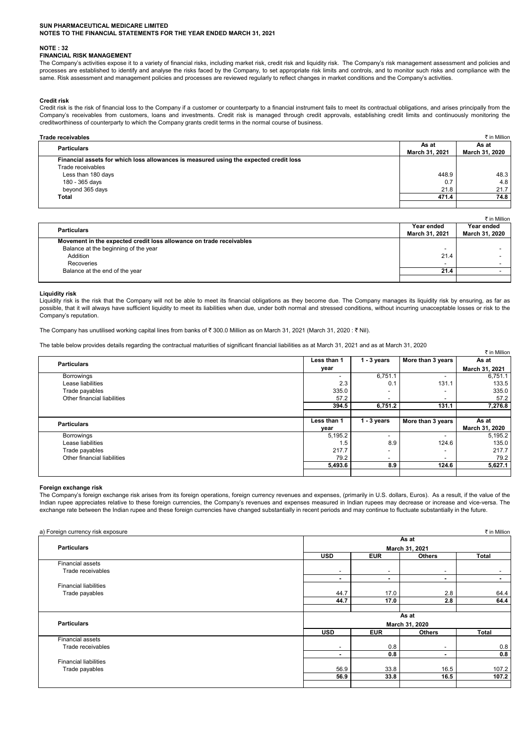**SUN PHARMACEUTICAL MEDICARE LIMITED**
**NOTES TO THE FINANCIAL STATEMENTS FOR THE YEAR ENDED MARCH 31, 2021**

## NOTE : 32

### FINANCIAL RISK MANAGEMENT

The Company's activities expose it to a variety of financial risks, including market risk, credit risk and liquidity risk. The Company's risk management assessment and policies and processes are established to identify and analyse the risks faced by the Company, to set appropriate risk limits and controls, and to monitor such risks and compliance with the same. Risk assessment and management policies and processes are reviewed regularly to reflect changes in market conditions and the Company's activities.

#### Credit risk

Credit risk is the risk of financial loss to the Company if a customer or counterparty to a financial instrument fails to meet its contractual obligations, and arises principally from the Company's receivables from customers, loans and investments. Credit risk is managed through credit approvals, establishing credit limits and continuously monitoring the creditworthiness of counterparty to which the Company grants credit terms in the normal course of business.

**Trade receivables** ₹ in Million

| Particulars | As at March 31, 2021 | As at March 31, 2020 |
|---|---|---|
| **Financial assets for which loss allowances is measured using the expected credit loss** | | |
| Trade receivables | | |
| Less than 180 days | 448.9 | 48.3 |
| 180 - 365 days | 0.7 | 4.8 |
| beyond 365 days | 21.8 | 21.7 |
| **Total** | **471.4** | **74.8** |

₹ in Million

| Particulars | Year ended March 31, 2021 | Year ended March 31, 2020 |
|---|---|---|
| **Movement in the expected credit loss allowance on trade receivables** | | |
| Balance at the beginning of the year | - | - |
| Addition | 21.4 | - |
| Recoveries | - | - |
| Balance at the end of the year | **21.4** | - |

#### Liquidity risk

Liquidity risk is the risk that the Company will not be able to meet its financial obligations as they become due. The Company manages its liquidity risk by ensuring, as far as possible, that it will always have sufficient liquidity to meet its liabilities when due, under both normal and stressed conditions, without incurring unacceptable losses or risk to the Company's reputation.

The Company has unutilised working capital lines from banks of ₹ 300.0 Million as on March 31, 2021 (March 31, 2020 : ₹ Nil).

The table below provides details regarding the contractual maturities of significant financial liabilities as at March 31, 2021 and as at March 31, 2020

₹ in Million

| Particulars | Less than 1 year | 1 - 3 years | More than 3 years | As at March 31, 2021 |
|---|---|---|---|---|
| Borrowings | - | 6,751.1 | - | 6,751.1 |
| Lease liabilities | 2.3 | 0.1 | 131.1 | 133.5 |
| Trade payables | 335.0 | - | - | 335.0 |
| Other financial liabilities | 57.2 | - | - | 57.2 |
| | **394.5** | **6,751.2** | **131.1** | **7,276.8** |

| Particulars | Less than 1 year | 1 - 3 years | More than 3 years | As at March 31, 2020 |
|---|---|---|---|---|
| Borrowings | 5,195.2 | - | - | 5,195.2 |
| Lease liabilities | 1.5 | 8.9 | 124.6 | 135.0 |
| Trade payables | 217.7 | - | - | 217.7 |
| Other financial liabilities | 79.2 | - | - | 79.2 |
| | **5,493.6** | **8.9** | **124.6** | **5,627.1** |

#### Foreign exchange risk

The Company's foreign exchange risk arises from its foreign operations, foreign currency revenues and expenses, (primarily in U.S. dollars, Euros). As a result, if the value of the Indian rupee appreciates relative to these foreign currencies, the Company's revenues and expenses measured in Indian rupees may decrease or increase and vice-versa. The exchange rate between the Indian rupee and these foreign currencies have changed substantially in recent periods and may continue to fluctuate substantially in the future.

a) Foreign currency risk exposure ₹ in Million

| Particulars | As at March 31, 2021 | | | |
|---|---|---|---|---|
| | **USD** | **EUR** | **Others** | **Total** |
| Financial assets | | | | |
| Trade receivables | - | - | - | - |
| | **-** | **-** | **-** | **-** |
| Financial liabilities | | | | |
| Trade payables | 44.7 | 17.0 | 2.8 | 64.4 |
| | **44.7** | **17.0** | **2.8** | **64.4** |

| Particulars | As at March 31, 2020 | | | |
|---|---|---|---|---|
| | **USD** | **EUR** | **Others** | **Total** |
| Financial assets | | | | |
| Trade receivables | - | 0.8 | - | 0.8 |
| | **-** | **0.8** | **-** | **0.8** |
| Financial liabilities | | | | |
| Trade payables | 56.9 | 33.8 | 16.5 | 107.2 |
| | **56.9** | **33.8** | **16.5** | **107.2** |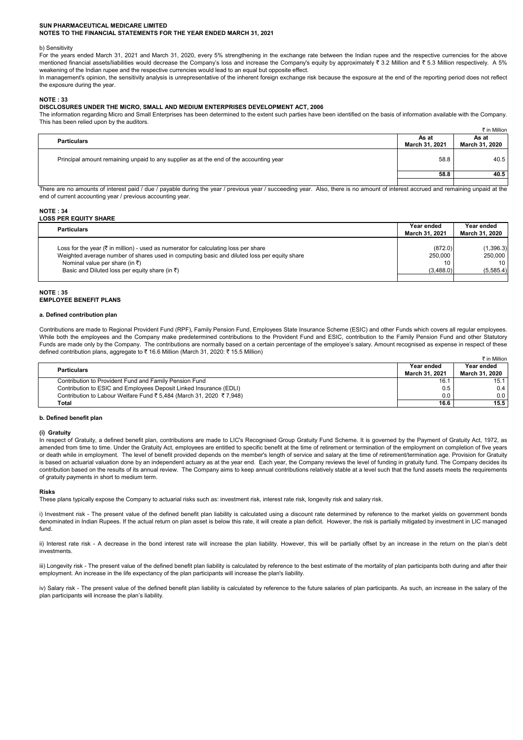b) Sensitivity

For the years ended March 31, 2021 and March 31, 2020, every 5% strengthening in the exchange rate between the Indian rupee and the respective currencies for the above mentioned financial assets/liabilities would decrease the Company's loss and increase the Company's equity by approximately ₹ 3.2 Million and ₹ 5.3 Million respectively. A 5% weakening of the Indian rupee and the respective currencies would lead to an equal but opposite effect.

In management's opinion, the sensitivity analysis is unrepresentative of the inherent foreign exchange risk because the exposure at the end of the reporting period does not reflect the exposure during the year.

## NOTE : 33

### DISCLOSURES UNDER THE MICRO, SMALL AND MEDIUM ENTERPRISES DEVELOPMENT ACT, 2006

The information regarding Micro and Small Enterprises has been determined to the extent such parties have been identified on the basis of information available with the Company. This has been relied upon by the auditors.

₹ in Million

| Particulars | As at March 31, 2021 | As at March 31, 2020 |
|---|---|---|
| Principal amount remaining unpaid to any supplier as at the end of the accounting year | 58.8 | 40.5 |
| | **58.8** | **40.5** |

There are no amounts of interest paid / due / payable during the year / previous year / succeeding year. Also, there is no amount of interest accrued and remaining unpaid at the end of current accounting year / previous accounting year.

## NOTE : 34

### LOSS PER EQUITY SHARE

| Particulars | Year ended March 31, 2021 | Year ended March 31, 2020 |
|---|---|---|
| Loss for the year (₹ in million) - used as numerator for calculating loss per share | (872.0) | (1,396.3) |
| Weighted average number of shares used in computing basic and diluted loss per equity share | 250,000 | 250,000 |
| Nominal value per share (in ₹) | 10 | 10 |
| Basic and Diluted loss per equity share (in ₹) | (3,488.0) | (5,585.4) |

## NOTE : 35

### EMPLOYEE BENEFIT PLANS

#### a. Defined contribution plan

Contributions are made to Regional Provident Fund (RPF), Family Pension Fund, Employees State Insurance Scheme (ESIC) and other Funds which covers all regular employees. While both the employees and the Company make predetermined contributions to the Provident Fund and ESIC, contribution to the Family Pension Fund and other Statutory Funds are made only by the Company. The contributions are normally based on a certain percentage of the employee's salary. Amount recognised as expense in respect of these defined contribution plans, aggregate to ₹ 16.6 Million (March 31, 2020: ₹ 15.5 Million)

₹ in Million

| Particulars | Year ended March 31, 2021 | Year ended March 31, 2020 |
|---|---|---|
| Contribution to Provident Fund and Family Pension Fund | 16.1 | 15.1 |
| Contribution to ESIC and Employees Deposit Linked Insurance (EDLI) | 0.5 | 0.4 |
| Contribution to Labour Welfare Fund ₹ 5,484 (March 31, 2020 ₹ 7,948) | 0.0 | 0.0 |
| **Total** | **16.6** | **15.5** |

#### b. Defined benefit plan

**(i) Gratuity**

In respect of Gratuity, a defined benefit plan, contributions are made to LIC's Recognised Group Gratuity Fund Scheme. It is governed by the Payment of Gratuity Act, 1972, as amended from time to time. Under the Gratuity Act, employees are entitled to specific benefit at the time of retirement or termination of the employment on completion of five years or death while in employment. The level of benefit provided depends on the member's length of service and salary at the time of retirement/termination age. Provision for Gratuity is based on actuarial valuation done by an independent actuary as at the year end. Each year, the Company reviews the level of funding in gratuity fund. The Company decides its contribution based on the results of its annual review. The Company aims to keep annual contributions relatively stable at a level such that the fund assets meets the requirements of gratuity payments in short to medium term.

**Risks**

These plans typically expose the Company to actuarial risks such as: investment risk, interest rate risk, longevity risk and salary risk.

i) Investment risk - The present value of the defined benefit plan liability is calculated using a discount rate determined by reference to the market yields on government bonds denominated in Indian Rupees. If the actual return on plan asset is below this rate, it will create a plan deficit. However, the risk is partially mitigated by investment in LIC managed fund.

ii) Interest rate risk - A decrease in the bond interest rate will increase the plan liability. However, this will be partially offset by an increase in the return on the plan's debt investments.

iii) Longevity risk - The present value of the defined benefit plan liability is calculated by reference to the best estimate of the mortality of plan participants both during and after their employment. An increase in the life expectancy of the plan participants will increase the plan's liability.

iv) Salary risk - The present value of the defined benefit plan liability is calculated by reference to the future salaries of plan participants. As such, an increase in the salary of the plan participants will increase the plan's liability.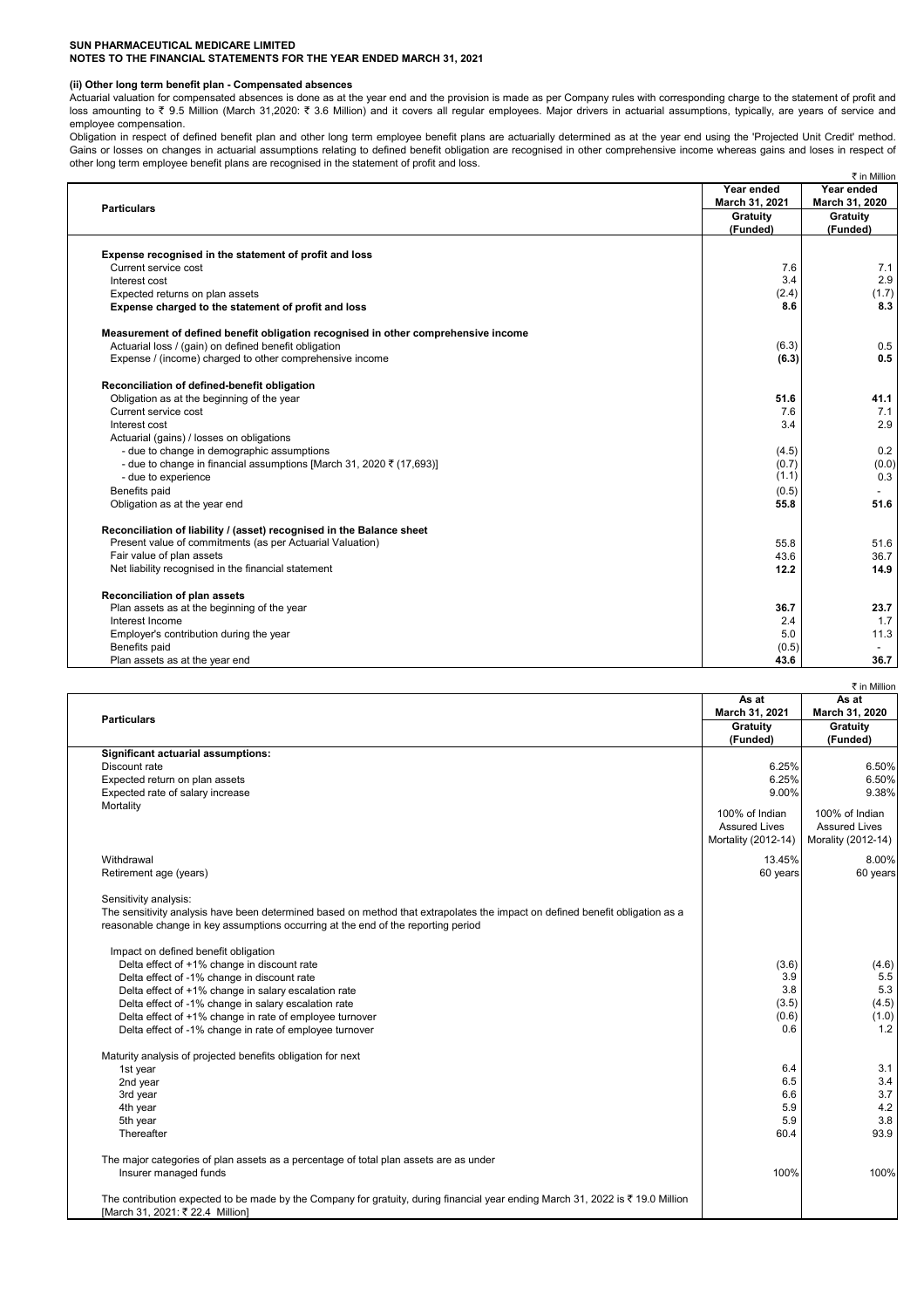**SUN PHARMACEUTICAL MEDICARE LIMITED**
**NOTES TO THE FINANCIAL STATEMENTS FOR THE YEAR ENDED MARCH 31, 2021**

**(ii) Other long term benefit plan - Compensated absences**

Actuarial valuation for compensated absences is done as at the year end and the provision is made as per Company rules with corresponding charge to the statement of profit and loss amounting to ₹ 9.5 Million (March 31,2020: ₹ 3.6 Million) and it covers all regular employees. Major drivers in actuarial assumptions, typically, are years of service and employee compensation.

Obligation in respect of defined benefit plan and other long term employee benefit plans are actuarially determined as at the year end using the 'Projected Unit Credit' method. Gains or losses on changes in actuarial assumptions relating to defined benefit obligation are recognised in other comprehensive income whereas gains and losses in respect of other long term employee benefit plans are recognised in the statement of profit and loss.

₹ in Million

| Particulars | Year ended March 31, 2021 Gratuity (Funded) | Year ended March 31, 2020 Gratuity (Funded) |
|---|---|---|
| **Expense recognised in the statement of profit and loss** | | |
| Current service cost | 7.6 | 7.1 |
| Interest cost | 3.4 | 2.9 |
| Expected returns on plan assets | (2.4) | (1.7) |
| **Expense charged to the statement of profit and loss** | **8.6** | **8.3** |
| **Measurement of defined benefit obligation recognised in other comprehensive income** | | |
| Actuarial loss / (gain) on defined benefit obligation | (6.3) | 0.5 |
| Expense / (income) charged to other comprehensive income | **(6.3)** | **0.5** |
| **Reconciliation of defined-benefit obligation** | | |
| Obligation as at the beginning of the year | **51.6** | **41.1** |
| Current service cost | 7.6 | 7.1 |
| Interest cost | 3.4 | 2.9 |
| Actuarial (gains) / losses on obligations | | |
| - due to change in demographic assumptions | (4.5) | 0.2 |
| - due to change in financial assumptions [March 31, 2020 ₹ (17,693)] | (0.7) | (0.0) |
| - due to experience | (1.1) | 0.3 |
| Benefits paid | (0.5) | - |
| Obligation as at the year end | **55.8** | **51.6** |
| **Reconciliation of liability / (asset) recognised in the Balance sheet** | | |
| Present value of commitments (as per Actuarial Valuation) | 55.8 | 51.6 |
| Fair value of plan assets | 43.6 | 36.7 |
| Net liability recognised in the financial statement | **12.2** | **14.9** |
| **Reconciliation of plan assets** | | |
| Plan assets as at the beginning of the year | **36.7** | **23.7** |
| Interest Income | 2.4 | 1.7 |
| Employer's contribution during the year | 5.0 | 11.3 |
| Benefits paid | (0.5) | - |
| Plan assets as at the year end | **43.6** | **36.7** |

₹ in Million

| Particulars | As at March 31, 2021 Gratuity (Funded) | As at March 31, 2020 Gratuity (Funded) |
|---|---|---|
| **Significant actuarial assumptions:** | | |
| Discount rate | 6.25% | 6.50% |
| Expected return on plan assets | 6.25% | 6.50% |
| Expected rate of salary increase | 9.00% | 9.38% |
| Mortality | 100% of Indian Assured Lives Mortality (2012-14) | 100% of Indian Assured Lives Mortality (2012-14) |
| Withdrawal | 13.45% | 8.00% |
| Retirement age (years) | 60 years | 60 years |
| Sensitivity analysis: | | |
| The sensitivity analysis have been determined based on method that extrapolates the impact on defined benefit obligation as a reasonable change in key assumptions occurring at the end of the reporting period | | |
| Impact on defined benefit obligation | | |
| Delta effect of +1% change in discount rate | (3.6) | (4.6) |
| Delta effect of -1% change in discount rate | 3.9 | 5.5 |
| Delta effect of +1% change in salary escalation rate | 3.8 | 5.3 |
| Delta effect of -1% change in salary escalation rate | (3.5) | (4.5) |
| Delta effect of +1% change in rate of employee turnover | (0.6) | (1.0) |
| Delta effect of -1% change in rate of employee turnover | 0.6 | 1.2 |
| Maturity analysis of projected benefits obligation for next | | |
| 1st year | 6.4 | 3.1 |
| 2nd year | 6.5 | 3.4 |
| 3rd year | 6.6 | 3.7 |
| 4th year | 5.9 | 4.2 |
| 5th year | 5.9 | 3.8 |
| Thereafter | 60.4 | 93.9 |
| The major categories of plan assets as a percentage of total plan assets are as under | | |
| Insurer managed funds | 100% | 100% |
| The contribution expected to be made by the Company for gratuity, during financial year ending March 31, 2022 is ₹ 19.0 Million [March 31, 2021: ₹ 22.4 Million] | | |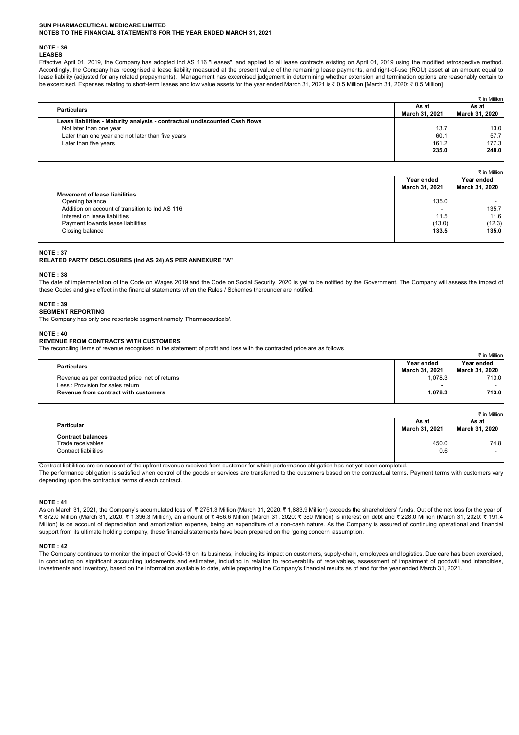# SUN PHARMACEUTICAL MEDICARE LIMITED
## NOTES TO THE FINANCIAL STATEMENTS FOR THE YEAR ENDED MARCH 31, 2021

### NOTE : 36
### LEASES

Effective April 01, 2019, the Company has adopted Ind AS 116 "Leases", and applied to all lease contracts existing on April 01, 2019 using the modified retrospective method. Accordingly, the Company has recognised a lease liability measured at the present value of the remaining lease payments, and right-of-use (ROU) asset at an amount equal to lease liability (adjusted for any related prepayments). Management has excercised judgement in determining whether extension and termination options are reasonably certain to be excercised. Expenses relating to short-term leases and low value assets for the year ended March 31, 2021 is ₹ 0.5 Million [March 31, 2020: ₹ 0.5 Million]

₹ in Million

| Particulars | As at March 31, 2021 | As at March 31, 2020 |
|---|---|---|
| **Lease liabilities - Maturity analysis - contractual undiscounted Cash flows** | | |
| Not later than one year | 13.7 | 13.0 |
| Later than one year and not later than five years | 60.1 | 57.7 |
| Later than five years | 161.2 | 177.3 |
| | **235.0** | **248.0** |

₹ in Million

| | Year ended March 31, 2021 | Year ended March 31, 2020 |
|---|---|---|
| **Movement of lease liabilities** | | |
| Opening balance | 135.0 | - |
| Addition on account of transition to Ind AS 116 | - | 135.7 |
| Interest on lease liabilities | 11.5 | 11.6 |
| Payment towards lease liabilities | (13.0) | (12.3) |
| Closing balance | **133.5** | **135.0** |

### NOTE : 37
### RELATED PARTY DISCLOSURES (Ind AS 24) AS PER ANNEXURE "A"

### NOTE : 38

The date of implementation of the Code on Wages 2019 and the Code on Social Security, 2020 is yet to be notified by the Government. The Company will assess the impact of these Codes and give effect in the financial statements when the Rules / Schemes thereunder are notified.

### NOTE : 39
### SEGMENT REPORTING

The Company has only one reportable segment namely 'Pharmaceuticals'.

### NOTE : 40
### REVENUE FROM CONTRACTS WITH CUSTOMERS

The reconciling items of revenue recognised in the statement of profit and loss with the contracted price are as follows

₹ in Million

| Particulars | Year ended March 31, 2021 | Year ended March 31, 2020 |
|---|---|---|
| Revenue as per contracted price, net of returns | 1,078.3 | 713.0 |
| Less : Provision for sales return | - | - |
| **Revenue from contract with customers** | **1,078.3** | **713.0** |

₹ in Million

| Particular | As at March 31, 2021 | As at March 31, 2020 |
|---|---|---|
| **Contract balances** | | |
| Trade receivables | 450.0 | 74.8 |
| Contract liabilities | 0.6 | - |

Contract liabilities are on account of the upfront revenue received from customer for which performance obligation has not yet been completed.

The performance obligation is satisfied when control of the goods or services are transferred to the customers based on the contractual terms. Payment terms with customers vary depending upon the contractual terms of each contract.

### NOTE : 41

As on March 31, 2021, the Company's accumulated loss of ₹ 2751.3 Million (March 31, 2020: ₹ 1,883.9 Million) exceeds the shareholders' funds. Out of the net loss for the year of ₹ 872.0 Million (March 31, 2020: ₹ 1,396.3 Million), an amount of ₹ 466.6 Million (March 31, 2020: ₹ 360 Million) is interest on debt and ₹ 228.0 Million (March 31, 2020: ₹ 191.4 Million) is on account of depreciation and amortization expense, being an expenditure of a non-cash nature. As the Company is assured of continuing operational and financial support from its ultimate holding company, these financial statements have been prepared on the 'going concern' assumption.

### NOTE : 42

The Company continues to monitor the impact of Covid-19 on its business, including its impact on customers, supply-chain, employees and logistics. Due care has been exercised, in concluding on significant accounting judgements and estimates, including in relation to recoverability of receivables, assessment of impairment of goodwill and intangibles, investments and inventory, based on the information available to date, while preparing the Company's financial results as of and for the year ended March 31, 2021.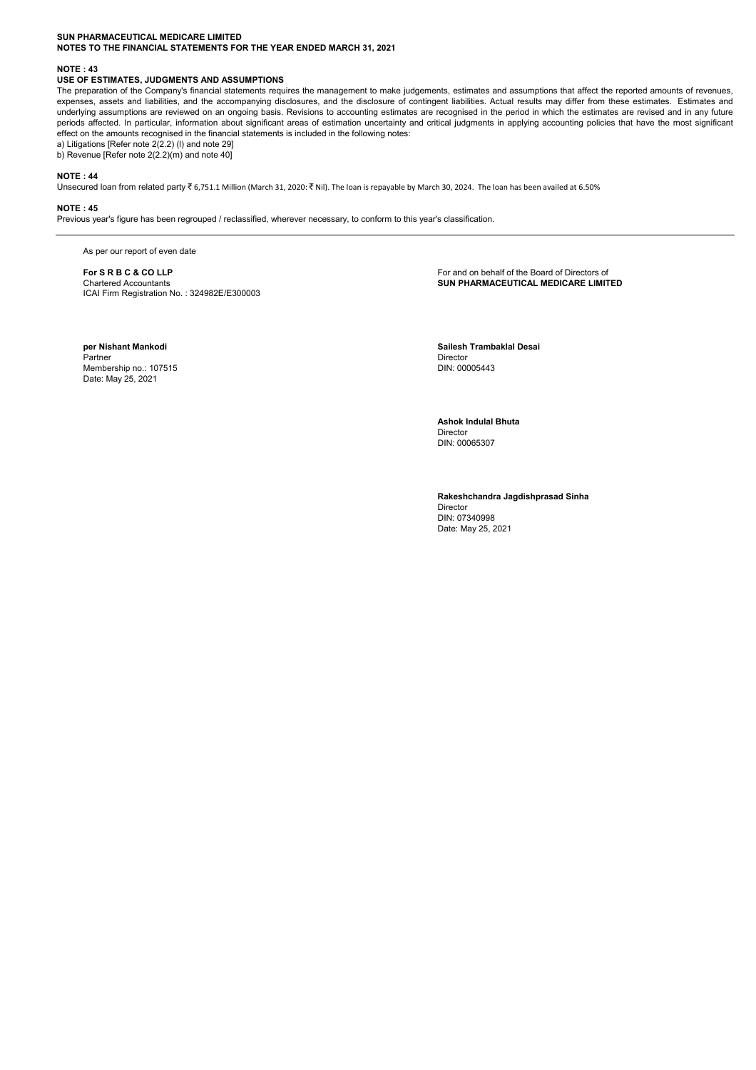**SUN PHARMACEUTICAL MEDICARE LIMITED**
**NOTES TO THE FINANCIAL STATEMENTS FOR THE YEAR ENDED MARCH 31, 2021**

**NOTE : 43**

**USE OF ESTIMATES, JUDGMENTS AND ASSUMPTIONS**

The preparation of the Company's financial statements requires the management to make judgements, estimates and assumptions that affect the reported amounts of revenues, expenses, assets and liabilities, and the accompanying disclosures, and the disclosure of contingent liabilities. Actual results may differ from these estimates. Estimates and underlying assumptions are reviewed on an ongoing basis. Revisions to accounting estimates are recognised in the period in which the estimates are revised and in any future periods affected. In particular, information about significant areas of estimation uncertainty and critical judgments in applying accounting policies that have the most significant effect on the amounts recognised in the financial statements is included in the following notes:

a) Litigations [Refer note 2(2.2) (l) and note 29]

b) Revenue [Refer note 2(2.2)(m) and note 40]

**NOTE : 44**

Unsecured loan from related party ₹ 6,751.1 Million (March 31, 2020: ₹ Nil). The loan is repayable by March 30, 2024. The loan has been availed at 6.50%

**NOTE : 45**

Previous year's figure has been regrouped / reclassified, wherever necessary, to conform to this year's classification.

As per our report of even date

**For S R B C & CO LLP**
Chartered Accountants
ICAI Firm Registration No. : 324982E/E300003

**per Nishant Mankodi**
Partner
Membership no.: 107515
Date: May 25, 2021

For and on behalf of the Board of Directors of
**SUN PHARMACEUTICAL MEDICARE LIMITED**

**Sailesh Trambaklal Desai**
Director
DIN: 00005443

**Ashok Indulal Bhuta**
Director
DIN: 00065307

**Rakeshchandra Jagdishprasad Sinha**
Director
DIN: 07340998
Date: May 25, 2021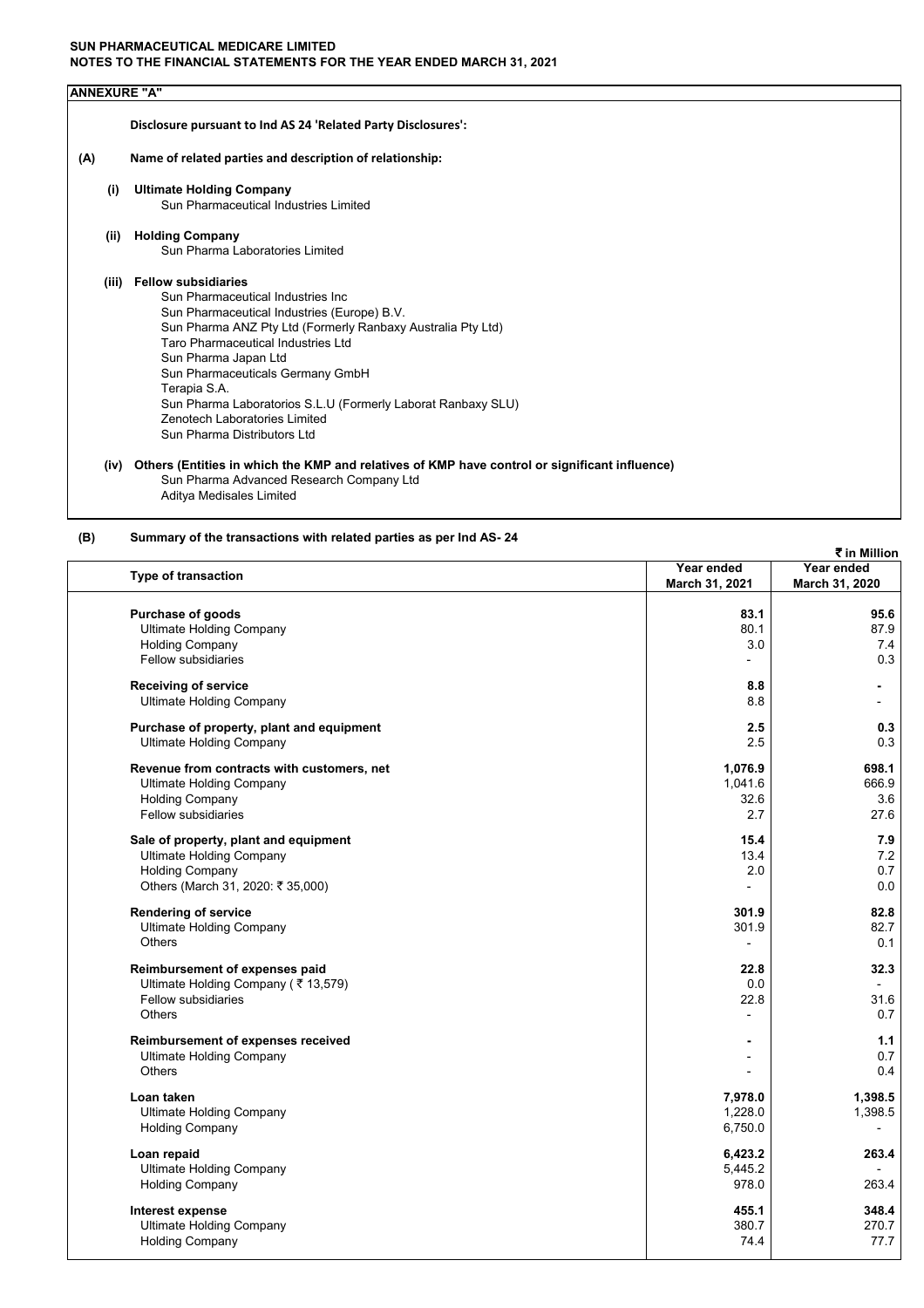**SUN PHARMACEUTICAL MEDICARE LIMITED**
**NOTES TO THE FINANCIAL STATEMENTS FOR THE YEAR ENDED MARCH 31, 2021**

**ANNEXURE "A"**

**Disclosure pursuant to Ind AS 24 'Related Party Disclosures':**

**(A) Name of related parties and description of relationship:**

**(i) Ultimate Holding Company**
Sun Pharmaceutical Industries Limited

**(ii) Holding Company**
Sun Pharma Laboratories Limited

**(iii) Fellow subsidiaries**
Sun Pharmaceutical Industries Inc
Sun Pharmaceutical Industries (Europe) B.V.
Sun Pharma ANZ Pty Ltd (Formerly Ranbaxy Australia Pty Ltd)
Taro Pharmaceutical Industries Ltd
Sun Pharma Japan Ltd
Sun Pharmaceuticals Germany GmbH
Terapia S.A.
Sun Pharma Laboratorios S.L.U (Formerly Laborat Ranbaxy SLU)
Zenotech Laboratories Limited
Sun Pharma Distributors Ltd

**(iv) Others (Entities in which the KMP and relatives of KMP have control or significant influence)**
Sun Pharma Advanced Research Company Ltd
Aditya Medisales Limited

**(B) Summary of the transactions with related parties as per Ind AS- 24**

₹ in Million

| Type of transaction | Year ended March 31, 2021 | Year ended March 31, 2020 |
|---|---|---|
| **Purchase of goods** | **83.1** | **95.6** |
| Ultimate Holding Company | 80.1 | 87.9 |
| Holding Company | 3.0 | 7.4 |
| Fellow subsidiaries | - | 0.3 |
| **Receiving of service** | **8.8** | **-** |
| Ultimate Holding Company | 8.8 | - |
| **Purchase of property, plant and equipment** | **2.5** | **0.3** |
| Ultimate Holding Company | 2.5 | 0.3 |
| **Revenue from contracts with customers, net** | **1,076.9** | **698.1** |
| Ultimate Holding Company | 1,041.6 | 666.9 |
| Holding Company | 32.6 | 3.6 |
| Fellow subsidiaries | 2.7 | 27.6 |
| **Sale of property, plant and equipment** | **15.4** | **7.9** |
| Ultimate Holding Company | 13.4 | 7.2 |
| Holding Company | 2.0 | 0.7 |
| Others (March 31, 2020: ₹ 35,000) | - | 0.0 |
| **Rendering of service** | **301.9** | **82.8** |
| Ultimate Holding Company | 301.9 | 82.7 |
| Others | - | 0.1 |
| **Reimbursement of expenses paid** | **22.8** | **32.3** |
| Ultimate Holding Company ( ₹ 13,579) | 0.0 | - |
| Fellow subsidiaries | 22.8 | 31.6 |
| Others | - | 0.7 |
| **Reimbursement of expenses received** | **-** | **1.1** |
| Ultimate Holding Company | - | 0.7 |
| Others | - | 0.4 |
| **Loan taken** | **7,978.0** | **1,398.5** |
| Ultimate Holding Company | 1,228.0 | 1,398.5 |
| Holding Company | 6,750.0 | - |
| **Loan repaid** | **6,423.2** | **263.4** |
| Ultimate Holding Company | 5,445.2 | - |
| Holding Company | 978.0 | 263.4 |
| **Interest expense** | **455.1** | **348.4** |
| Ultimate Holding Company | 380.7 | 270.7 |
| Holding Company | 74.4 | 77.7 |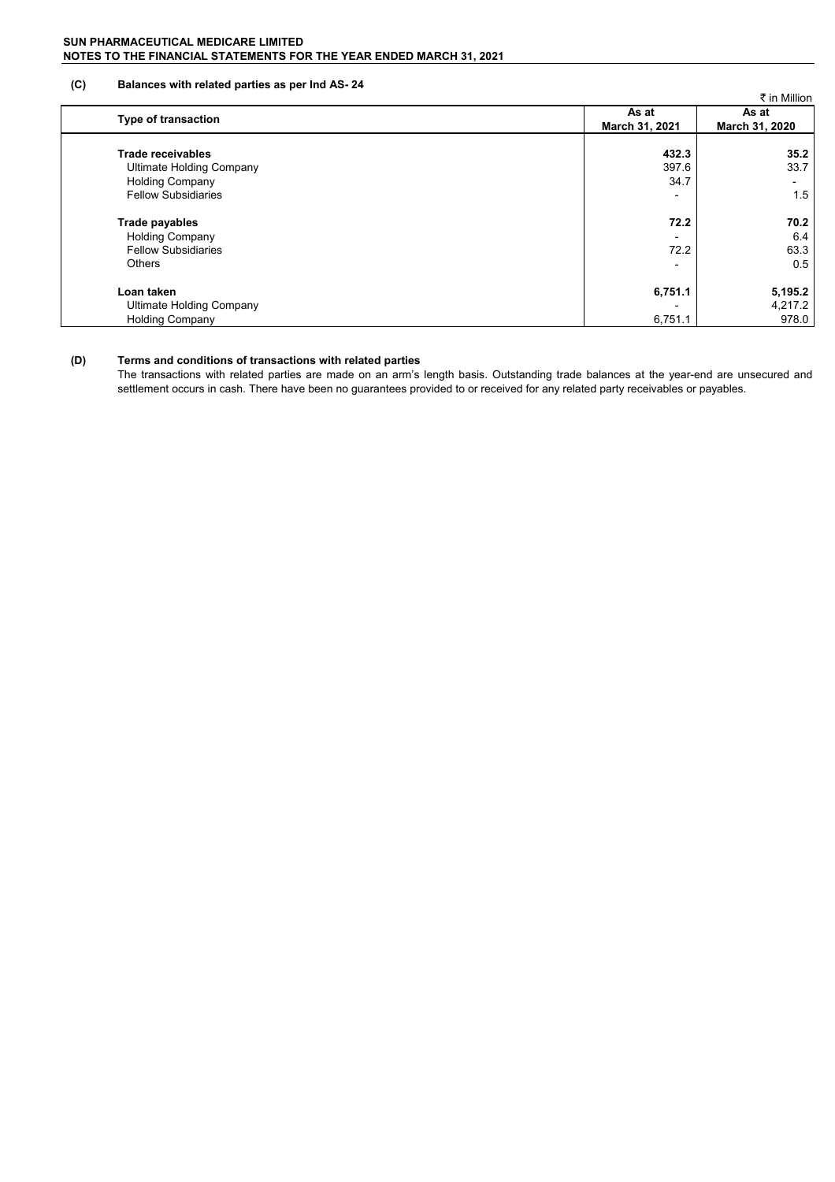SUN PHARMACEUTICAL MEDICARE LIMITED
NOTES TO THE FINANCIAL STATEMENTS FOR THE YEAR ENDED MARCH 31, 2021

### (C) Balances with related parties as per Ind AS- 24

₹ in Million

| Type of transaction | As at March 31, 2021 | As at March 31, 2020 |
|---|---|---|
| **Trade receivables** | **432.3** | **35.2** |
| Ultimate Holding Company | 397.6 | 33.7 |
| Holding Company | 34.7 | - |
| Fellow Subsidiaries | - | 1.5 |
| **Trade payables** | **72.2** | **70.2** |
| Holding Company | - | 6.4 |
| Fellow Subsidiaries | 72.2 | 63.3 |
| Others | - | 0.5 |
| **Loan taken** | **6,751.1** | **5,195.2** |
| Ultimate Holding Company | - | 4,217.2 |
| Holding Company | 6,751.1 | 978.0 |

### (D) Terms and conditions of transactions with related parties

The transactions with related parties are made on an arm's length basis. Outstanding trade balances at the year-end are unsecured and settlement occurs in cash. There have been no guarantees provided to or received for any related party receivables or payables.